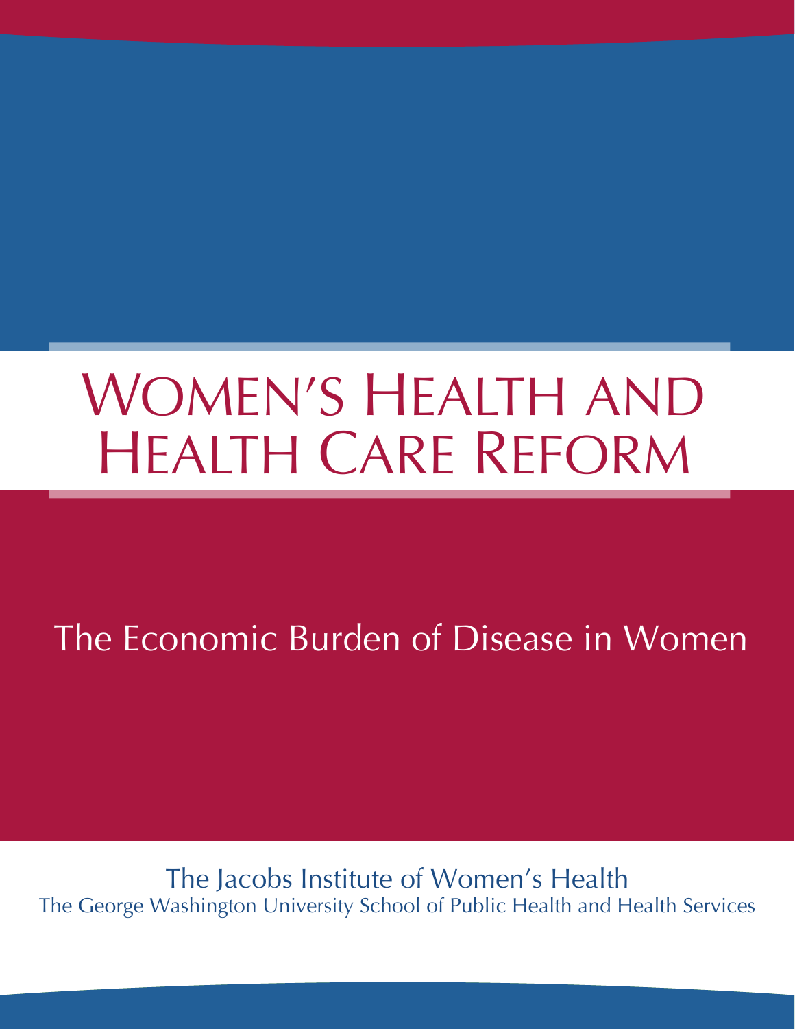# Women's Health and Health Care Reform

## The Economic Burden of Disease in Women

The Jacobs Institute of Women's Health

The George Washington University School of Public Health and Health Services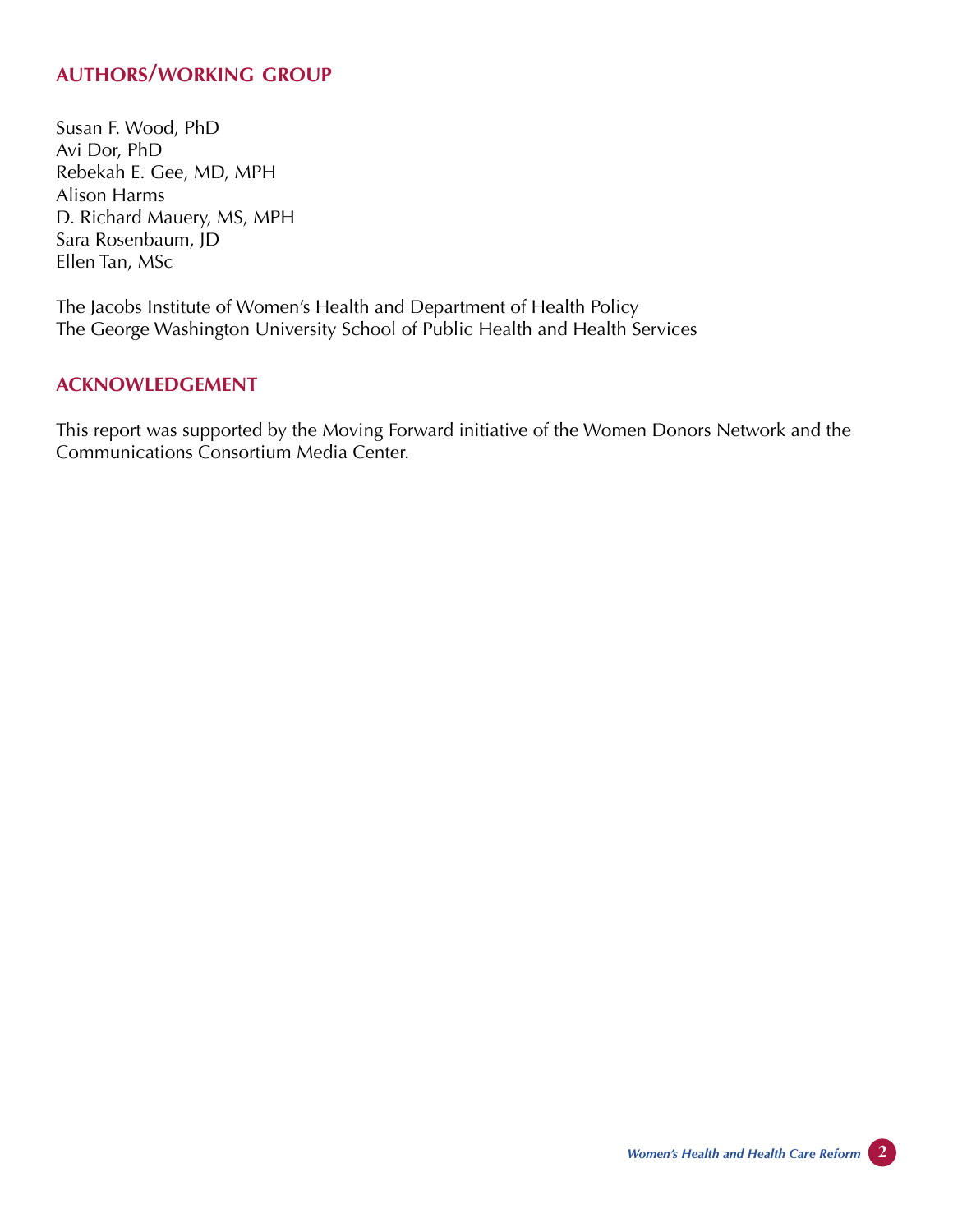## AUTHORS/WORKING GROUP

Susan F. Wood, PhD  
Avi Dor, PhD  
Rebekah E. Gee, MD, MPH  
Alison Harms  
D. Richard Mauery, MS, MPH  
Sara Rosenbaum, JD  
Ellen Tan, MSc

The Jacobs Institute of Women's Health and Department of Health Policy  
The George Washington University School of Public Health and Health Services

## ACKNOWLEDGEMENT

This report was supported by the Moving Forward initiative of the Women Donors Network and the Communications Consortium Media Center.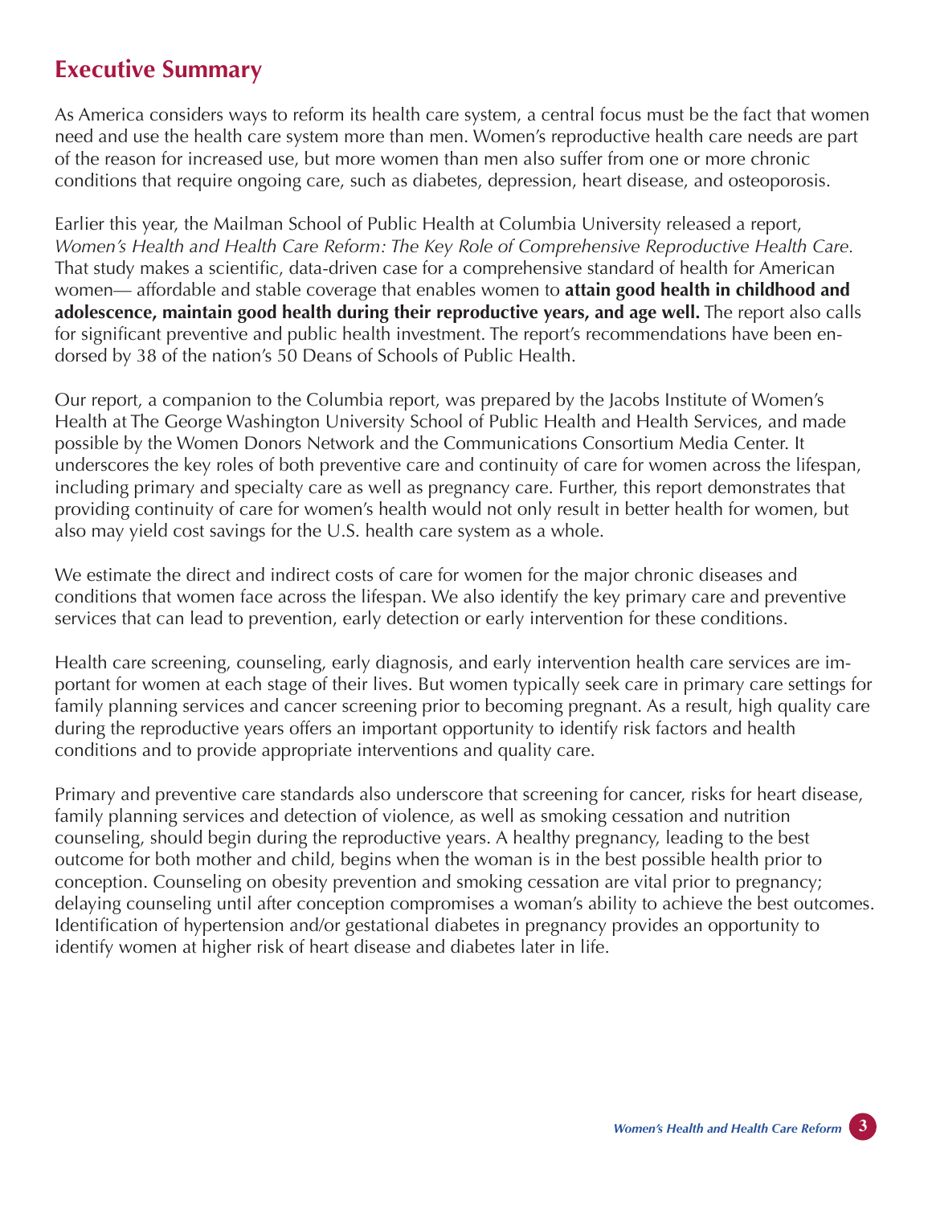## Executive Summary

As America considers ways to reform its health care system, a central focus must be the fact that women need and use the health care system more than men. Women's reproductive health care needs are part of the reason for increased use, but more women than men also suffer from one or more chronic conditions that require ongoing care, such as diabetes, depression, heart disease, and osteoporosis.

Earlier this year, the Mailman School of Public Health at Columbia University released a report, *Women's Health and Health Care Reform: The Key Role of Comprehensive Reproductive Health Care.* That study makes a scientific, data-driven case for a comprehensive standard of health for American women— affordable and stable coverage that enables women to **attain good health in childhood and adolescence, maintain good health during their reproductive years, and age well.** The report also calls for significant preventive and public health investment. The report's recommendations have been endorsed by 38 of the nation's 50 Deans of Schools of Public Health.

Our report, a companion to the Columbia report, was prepared by the Jacobs Institute of Women's Health at The George Washington University School of Public Health and Health Services, and made possible by the Women Donors Network and the Communications Consortium Media Center. It underscores the key roles of both preventive care and continuity of care for women across the lifespan, including primary and specialty care as well as pregnancy care. Further, this report demonstrates that providing continuity of care for women's health would not only result in better health for women, but also may yield cost savings for the U.S. health care system as a whole.

We estimate the direct and indirect costs of care for women for the major chronic diseases and conditions that women face across the lifespan. We also identify the key primary care and preventive services that can lead to prevention, early detection or early intervention for these conditions.

Health care screening, counseling, early diagnosis, and early intervention health care services are important for women at each stage of their lives. But women typically seek care in primary care settings for family planning services and cancer screening prior to becoming pregnant. As a result, high quality care during the reproductive years offers an important opportunity to identify risk factors and health conditions and to provide appropriate interventions and quality care.

Primary and preventive care standards also underscore that screening for cancer, risks for heart disease, family planning services and detection of violence, as well as smoking cessation and nutrition counseling, should begin during the reproductive years. A healthy pregnancy, leading to the best outcome for both mother and child, begins when the woman is in the best possible health prior to conception. Counseling on obesity prevention and smoking cessation are vital prior to pregnancy; delaying counseling until after conception compromises a woman's ability to achieve the best outcomes. Identification of hypertension and/or gestational diabetes in pregnancy provides an opportunity to identify women at higher risk of heart disease and diabetes later in life.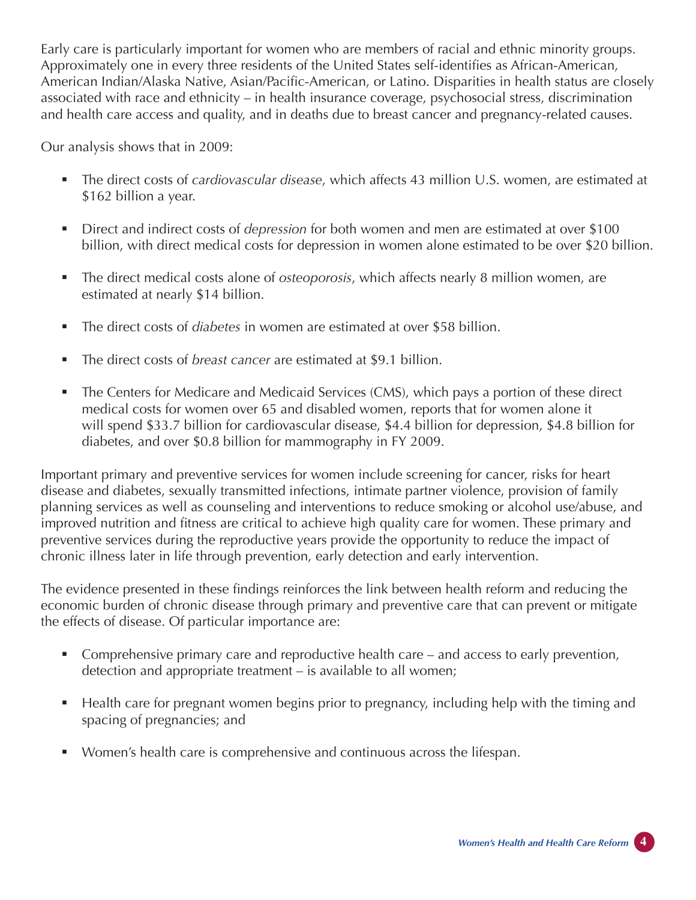Early care is particularly important for women who are members of racial and ethnic minority groups. Approximately one in every three residents of the United States self-identifies as African-American, American Indian/Alaska Native, Asian/Pacific-American, or Latino. Disparities in health status are closely associated with race and ethnicity – in health insurance coverage, psychosocial stress, discrimination and health care access and quality, and in deaths due to breast cancer and pregnancy-related causes.

Our analysis shows that in 2009:

- The direct costs of *cardiovascular disease*, which affects 43 million U.S. women, are estimated at $162 billion a year.
- Direct and indirect costs of *depression* for both women and men are estimated at over $100 billion, with direct medical costs for depression in women alone estimated to be over $20 billion.
- The direct medical costs alone of *osteoporosis*, which affects nearly 8 million women, are estimated at nearly $14 billion.
- The direct costs of *diabetes* in women are estimated at over $58 billion.
- The direct costs of *breast cancer* are estimated at $9.1 billion.
- The Centers for Medicare and Medicaid Services (CMS), which pays a portion of these direct medical costs for women over 65 and disabled women, reports that for women alone it will spend $33.7 billion for cardiovascular disease, $4.4 billion for depression, $4.8 billion for diabetes, and over $0.8 billion for mammography in FY 2009.

Important primary and preventive services for women include screening for cancer, risks for heart disease and diabetes, sexually transmitted infections, intimate partner violence, provision of family planning services as well as counseling and interventions to reduce smoking or alcohol use/abuse, and improved nutrition and fitness are critical to achieve high quality care for women. These primary and preventive services during the reproductive years provide the opportunity to reduce the impact of chronic illness later in life through prevention, early detection and early intervention.

The evidence presented in these findings reinforces the link between health reform and reducing the economic burden of chronic disease through primary and preventive care that can prevent or mitigate the effects of disease. Of particular importance are:

- Comprehensive primary care and reproductive health care – and access to early prevention, detection and appropriate treatment – is available to all women;
- Health care for pregnant women begins prior to pregnancy, including help with the timing and spacing of pregnancies; and
- Women's health care is comprehensive and continuous across the lifespan.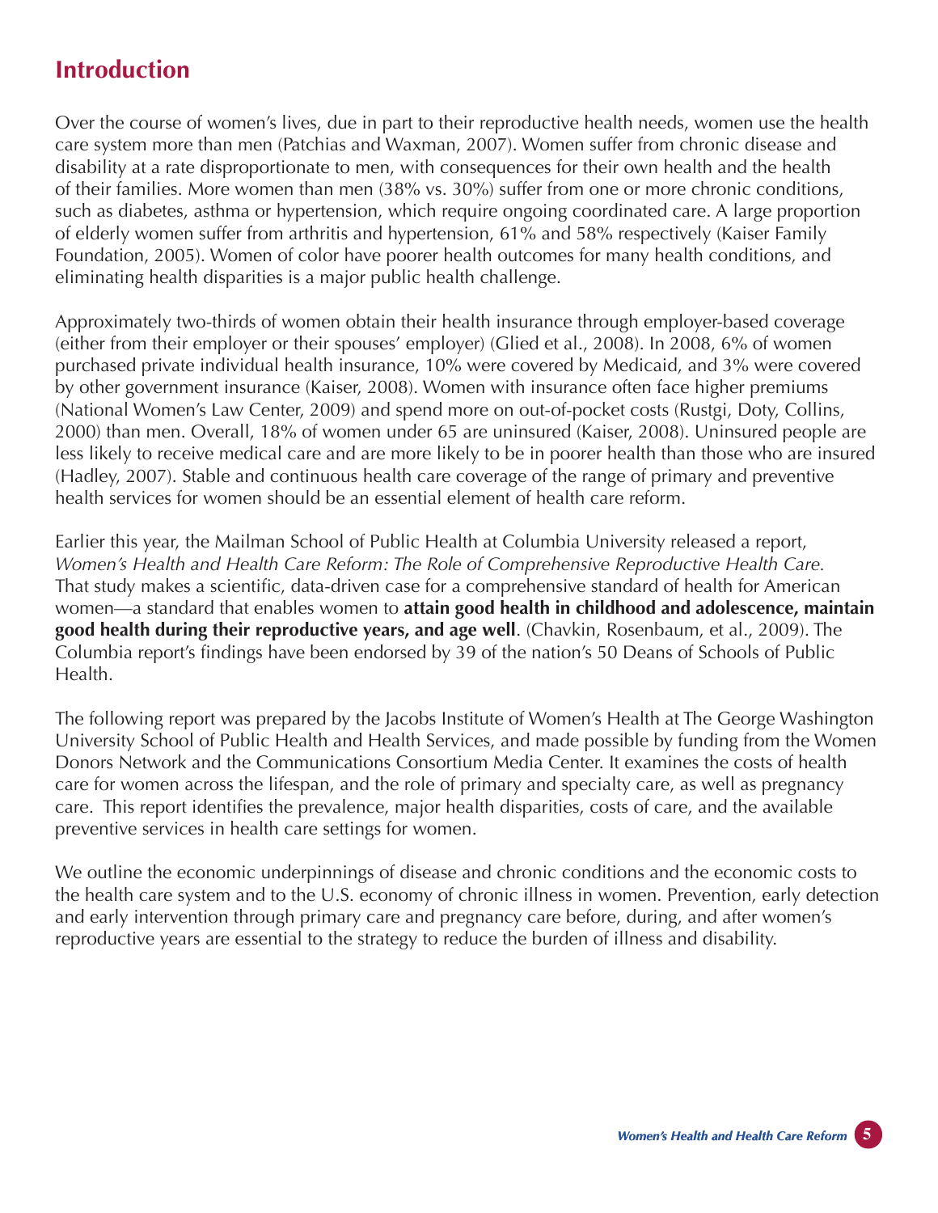## Introduction

Over the course of women's lives, due in part to their reproductive health needs, women use the health care system more than men (Patchias and Waxman, 2007). Women suffer from chronic disease and disability at a rate disproportionate to men, with consequences for their own health and the health of their families. More women than men (38% vs. 30%) suffer from one or more chronic conditions, such as diabetes, asthma or hypertension, which require ongoing coordinated care. A large proportion of elderly women suffer from arthritis and hypertension, 61% and 58% respectively (Kaiser Family Foundation, 2005). Women of color have poorer health outcomes for many health conditions, and eliminating health disparities is a major public health challenge.

Approximately two-thirds of women obtain their health insurance through employer-based coverage (either from their employer or their spouses' employer) (Glied et al., 2008). In 2008, 6% of women purchased private individual health insurance, 10% were covered by Medicaid, and 3% were covered by other government insurance (Kaiser, 2008). Women with insurance often face higher premiums (National Women's Law Center, 2009) and spend more on out-of-pocket costs (Rustgi, Doty, Collins, 2000) than men. Overall, 18% of women under 65 are uninsured (Kaiser, 2008). Uninsured people are less likely to receive medical care and are more likely to be in poorer health than those who are insured (Hadley, 2007). Stable and continuous health care coverage of the range of primary and preventive health services for women should be an essential element of health care reform.

Earlier this year, the Mailman School of Public Health at Columbia University released a report, *Women's Health and Health Care Reform: The Role of Comprehensive Reproductive Health Care.* That study makes a scientific, data-driven case for a comprehensive standard of health for American women—a standard that enables women to **attain good health in childhood and adolescence, maintain good health during their reproductive years, and age well**. (Chavkin, Rosenbaum, et al., 2009). The Columbia report's findings have been endorsed by 39 of the nation's 50 Deans of Schools of Public Health.

The following report was prepared by the Jacobs Institute of Women's Health at The George Washington University School of Public Health and Health Services, and made possible by funding from the Women Donors Network and the Communications Consortium Media Center. It examines the costs of health care for women across the lifespan, and the role of primary and specialty care, as well as pregnancy care. This report identifies the prevalence, major health disparities, costs of care, and the available preventive services in health care settings for women.

We outline the economic underpinnings of disease and chronic conditions and the economic costs to the health care system and to the U.S. economy of chronic illness in women. Prevention, early detection and early intervention through primary care and pregnancy care before, during, and after women's reproductive years are essential to the strategy to reduce the burden of illness and disability.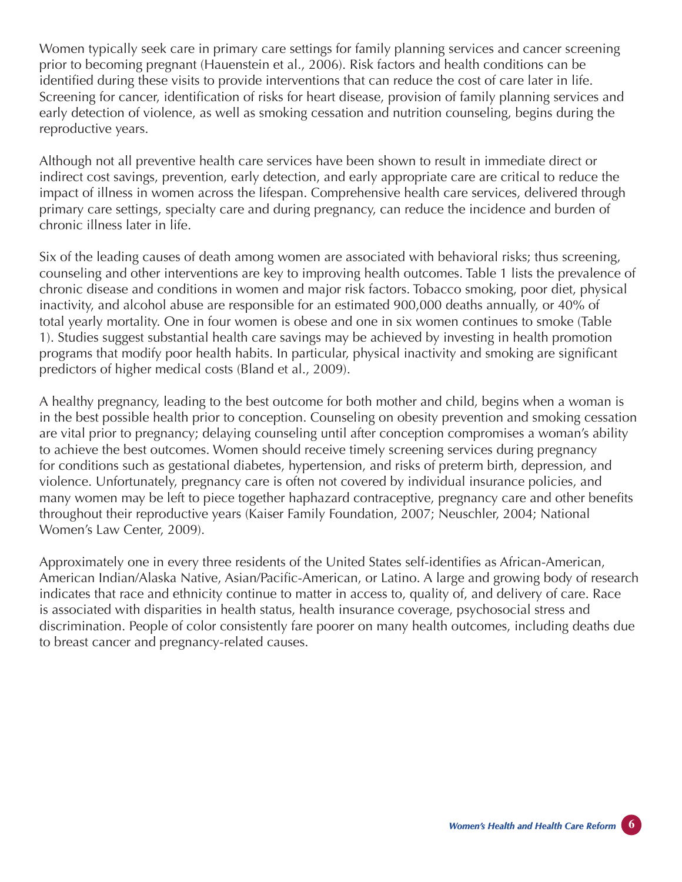Women typically seek care in primary care settings for family planning services and cancer screening prior to becoming pregnant (Hauenstein et al., 2006). Risk factors and health conditions can be identified during these visits to provide interventions that can reduce the cost of care later in life. Screening for cancer, identification of risks for heart disease, provision of family planning services and early detection of violence, as well as smoking cessation and nutrition counseling, begins during the reproductive years.

Although not all preventive health care services have been shown to result in immediate direct or indirect cost savings, prevention, early detection, and early appropriate care are critical to reduce the impact of illness in women across the lifespan. Comprehensive health care services, delivered through primary care settings, specialty care and during pregnancy, can reduce the incidence and burden of chronic illness later in life.

Six of the leading causes of death among women are associated with behavioral risks; thus screening, counseling and other interventions are key to improving health outcomes. Table 1 lists the prevalence of chronic disease and conditions in women and major risk factors. Tobacco smoking, poor diet, physical inactivity, and alcohol abuse are responsible for an estimated 900,000 deaths annually, or 40% of total yearly mortality. One in four women is obese and one in six women continues to smoke (Table 1). Studies suggest substantial health care savings may be achieved by investing in health promotion programs that modify poor health habits. In particular, physical inactivity and smoking are significant predictors of higher medical costs (Bland et al., 2009).

A healthy pregnancy, leading to the best outcome for both mother and child, begins when a woman is in the best possible health prior to conception. Counseling on obesity prevention and smoking cessation are vital prior to pregnancy; delaying counseling until after conception compromises a woman's ability to achieve the best outcomes. Women should receive timely screening services during pregnancy for conditions such as gestational diabetes, hypertension, and risks of preterm birth, depression, and violence. Unfortunately, pregnancy care is often not covered by individual insurance policies, and many women may be left to piece together haphazard contraceptive, pregnancy care and other benefits throughout their reproductive years (Kaiser Family Foundation, 2007; Neuschler, 2004; National Women's Law Center, 2009).

Approximately one in every three residents of the United States self-identifies as African-American, American Indian/Alaska Native, Asian/Pacific-American, or Latino. A large and growing body of research indicates that race and ethnicity continue to matter in access to, quality of, and delivery of care. Race is associated with disparities in health status, health insurance coverage, psychosocial stress and discrimination. People of color consistently fare poorer on many health outcomes, including deaths due to breast cancer and pregnancy-related causes.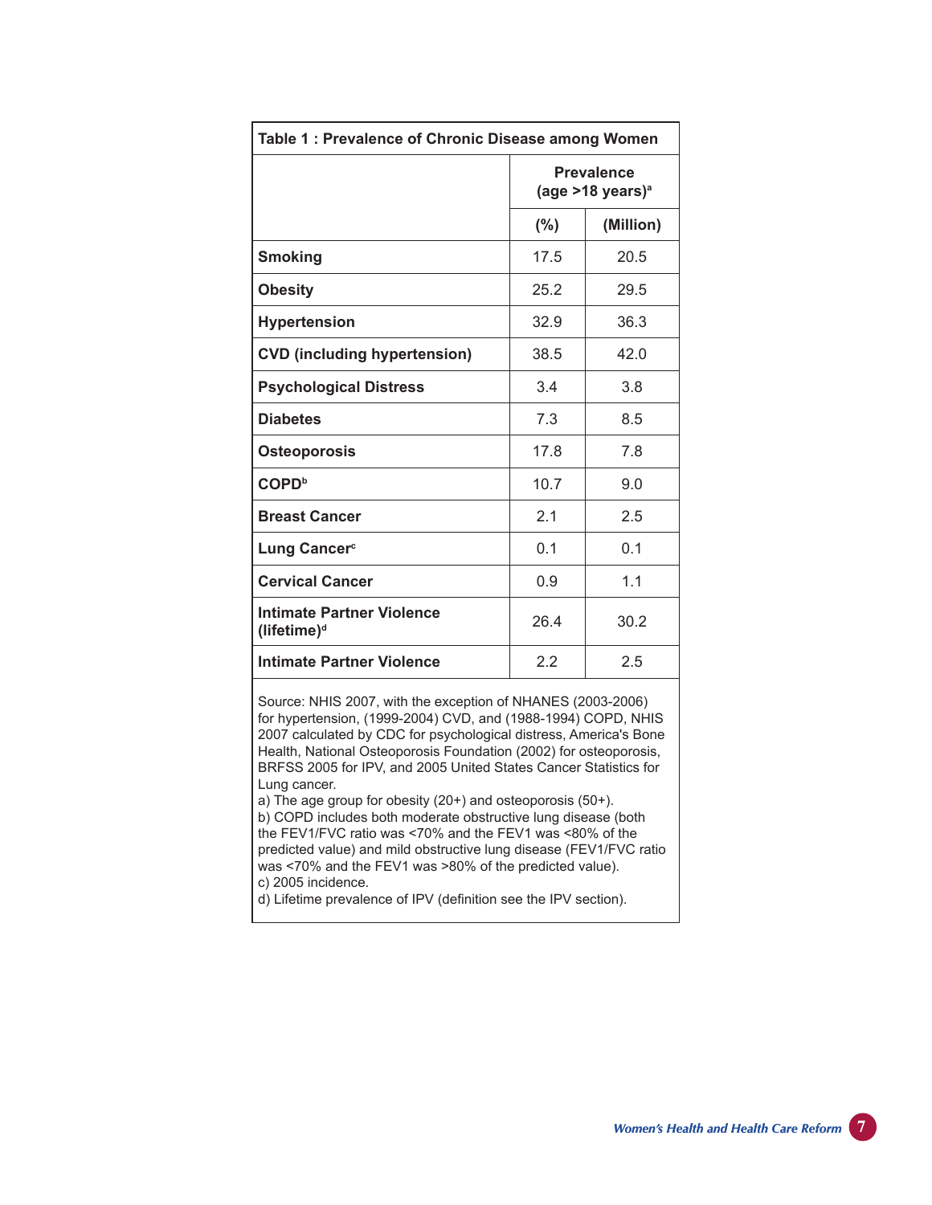**Table 1 : Prevalence of Chronic Disease among Women**

| | Prevalence (age >18 years)[a] | |
|---|---|---|
| | (%) | (Million) |
| **Smoking** | 17.5 | 20.5 |
| **Obesity** | 25.2 | 29.5 |
| **Hypertension** | 32.9 | 36.3 |
| **CVD (including hypertension)** | 38.5 | 42.0 |
| **Psychological Distress** | 3.4 | 3.8 |
| **Diabetes** | 7.3 | 8.5 |
| **Osteoporosis** | 17.8 | 7.8 |
| **COPD**[b] | 10.7 | 9.0 |
| **Breast Cancer** | 2.1 | 2.5 |
| **Lung Cancer**[c] | 0.1 | 0.1 |
| **Cervical Cancer** | 0.9 | 1.1 |
| **Intimate Partner Violence (lifetime)**[d] | 26.4 | 30.2 |
| **Intimate Partner Violence** | 2.2 | 2.5 |

Source: NHIS 2007, with the exception of NHANES (2003-2006) for hypertension, (1999-2004) CVD, and (1988-1994) COPD, NHIS 2007 calculated by CDC for psychological distress, America's Bone Health, National Osteoporosis Foundation (2002) for osteoporosis, BRFSS 2005 for IPV, and 2005 United States Cancer Statistics for Lung cancer.

a) The age group for obesity (20+) and osteoporosis (50+).

b) COPD includes both moderate obstructive lung disease (both the FEV1/FVC ratio was <70% and the FEV1 was <80% of the predicted value) and mild obstructive lung disease (FEV1/FVC ratio was <70% and the FEV1 was >80% of the predicted value).

c) 2005 incidence.

d) Lifetime prevalence of IPV (definition see the IPV section).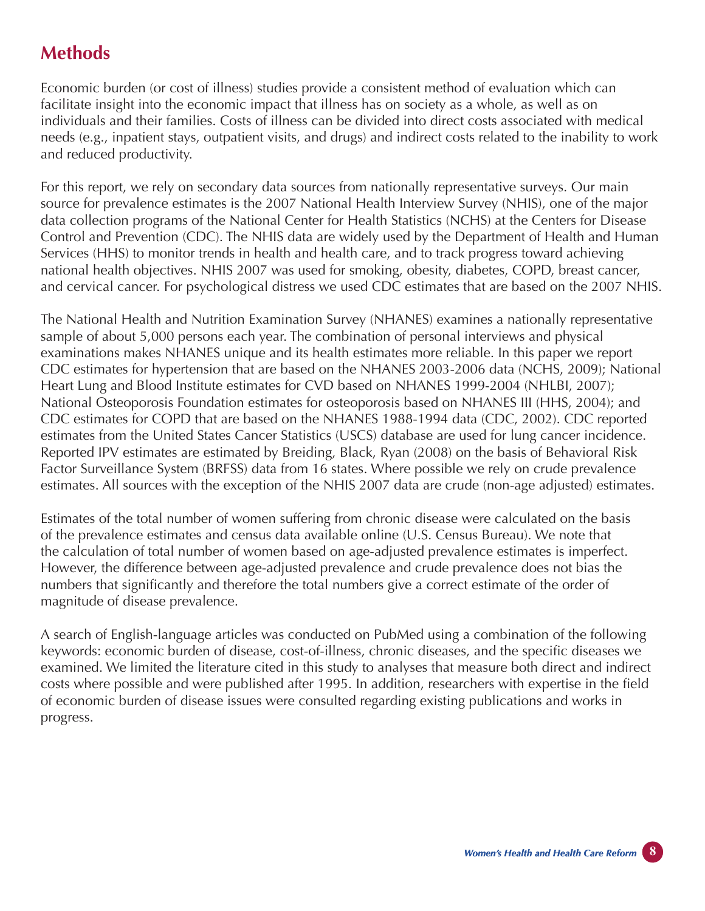## Methods

Economic burden (or cost of illness) studies provide a consistent method of evaluation which can facilitate insight into the economic impact that illness has on society as a whole, as well as on individuals and their families. Costs of illness can be divided into direct costs associated with medical needs (e.g., inpatient stays, outpatient visits, and drugs) and indirect costs related to the inability to work and reduced productivity.

For this report, we rely on secondary data sources from nationally representative surveys. Our main source for prevalence estimates is the 2007 National Health Interview Survey (NHIS), one of the major data collection programs of the National Center for Health Statistics (NCHS) at the Centers for Disease Control and Prevention (CDC). The NHIS data are widely used by the Department of Health and Human Services (HHS) to monitor trends in health and health care, and to track progress toward achieving national health objectives. NHIS 2007 was used for smoking, obesity, diabetes, COPD, breast cancer, and cervical cancer. For psychological distress we used CDC estimates that are based on the 2007 NHIS.

The National Health and Nutrition Examination Survey (NHANES) examines a nationally representative sample of about 5,000 persons each year. The combination of personal interviews and physical examinations makes NHANES unique and its health estimates more reliable. In this paper we report CDC estimates for hypertension that are based on the NHANES 2003-2006 data (NCHS, 2009); National Heart Lung and Blood Institute estimates for CVD based on NHANES 1999-2004 (NHLBI, 2007); National Osteoporosis Foundation estimates for osteoporosis based on NHANES III (HHS, 2004); and CDC estimates for COPD that are based on the NHANES 1988-1994 data (CDC, 2002). CDC reported estimates from the United States Cancer Statistics (USCS) database are used for lung cancer incidence. Reported IPV estimates are estimated by Breiding, Black, Ryan (2008) on the basis of Behavioral Risk Factor Surveillance System (BRFSS) data from 16 states. Where possible we rely on crude prevalence estimates. All sources with the exception of the NHIS 2007 data are crude (non-age adjusted) estimates.

Estimates of the total number of women suffering from chronic disease were calculated on the basis of the prevalence estimates and census data available online (U.S. Census Bureau). We note that the calculation of total number of women based on age-adjusted prevalence estimates is imperfect. However, the difference between age-adjusted prevalence and crude prevalence does not bias the numbers that significantly and therefore the total numbers give a correct estimate of the order of magnitude of disease prevalence.

A search of English-language articles was conducted on PubMed using a combination of the following keywords: economic burden of disease, cost-of-illness, chronic diseases, and the specific diseases we examined. We limited the literature cited in this study to analyses that measure both direct and indirect costs where possible and were published after 1995. In addition, researchers with expertise in the field of economic burden of disease issues were consulted regarding existing publications and works in progress.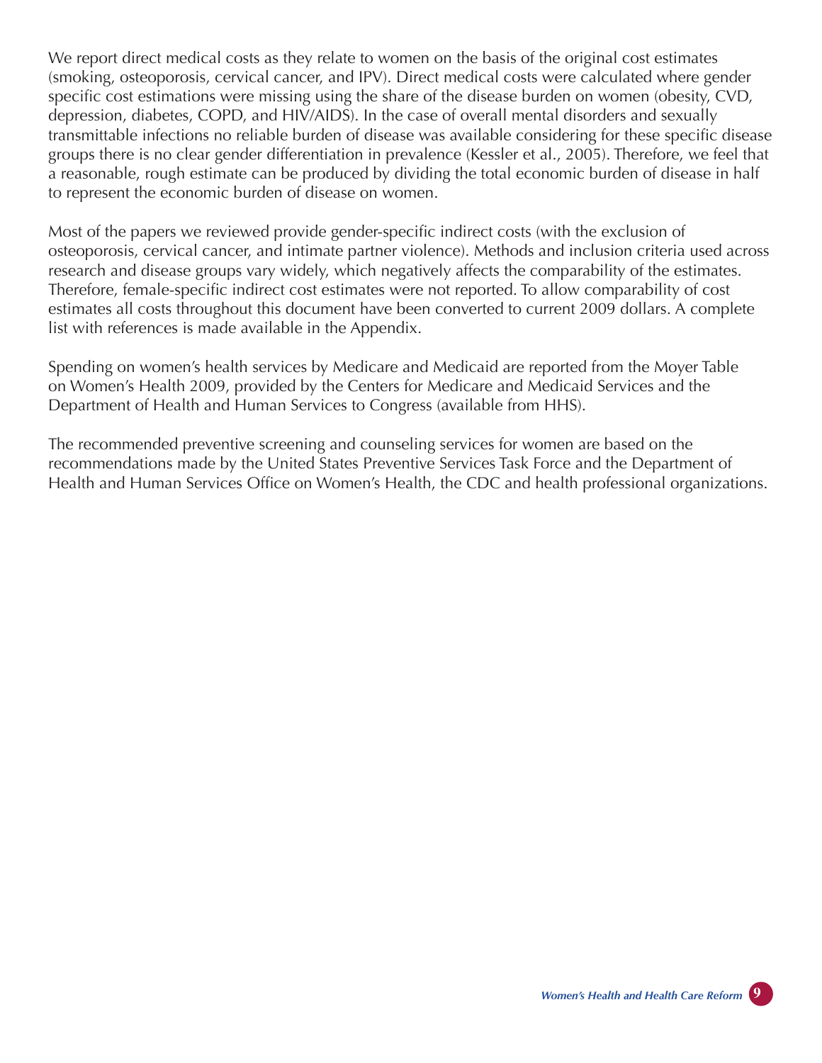We report direct medical costs as they relate to women on the basis of the original cost estimates (smoking, osteoporosis, cervical cancer, and IPV). Direct medical costs were calculated where gender specific cost estimations were missing using the share of the disease burden on women (obesity, CVD, depression, diabetes, COPD, and HIV/AIDS). In the case of overall mental disorders and sexually transmittable infections no reliable burden of disease was available considering for these specific disease groups there is no clear gender differentiation in prevalence (Kessler et al., 2005). Therefore, we feel that a reasonable, rough estimate can be produced by dividing the total economic burden of disease in half to represent the economic burden of disease on women.

Most of the papers we reviewed provide gender-specific indirect costs (with the exclusion of osteoporosis, cervical cancer, and intimate partner violence). Methods and inclusion criteria used across research and disease groups vary widely, which negatively affects the comparability of the estimates. Therefore, female-specific indirect cost estimates were not reported. To allow comparability of cost estimates all costs throughout this document have been converted to current 2009 dollars. A complete list with references is made available in the Appendix.

Spending on women's health services by Medicare and Medicaid are reported from the Moyer Table on Women's Health 2009, provided by the Centers for Medicare and Medicaid Services and the Department of Health and Human Services to Congress (available from HHS).

The recommended preventive screening and counseling services for women are based on the recommendations made by the United States Preventive Services Task Force and the Department of Health and Human Services Office on Women's Health, the CDC and health professional organizations.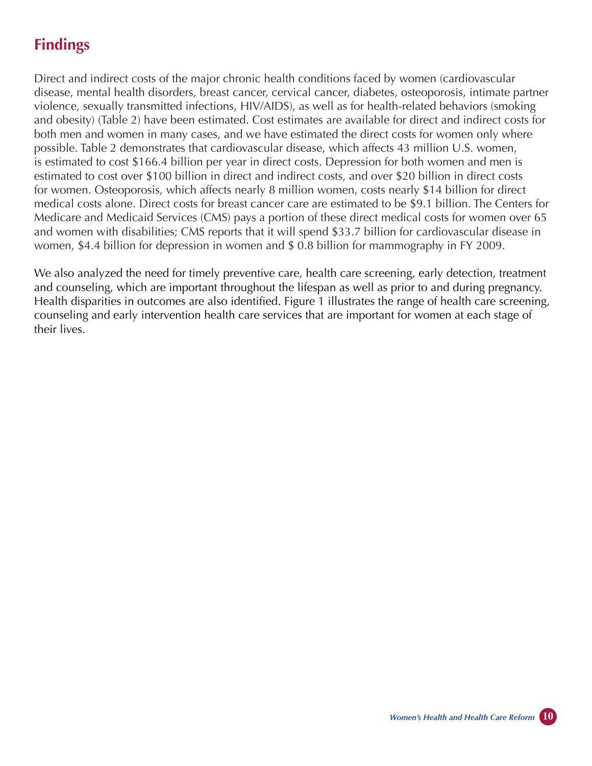## Findings

Direct and indirect costs of the major chronic health conditions faced by women (cardiovascular disease, mental health disorders, breast cancer, cervical cancer, diabetes, osteoporosis, intimate partner violence, sexually transmitted infections, HIV/AIDS), as well as for health-related behaviors (smoking and obesity) (Table 2) have been estimated. Cost estimates are available for direct and indirect costs for both men and women in many cases, and we have estimated the direct costs for women only where possible. Table 2 demonstrates that cardiovascular disease, which affects 43 million U.S. women, is estimated to cost $166.4 billion per year in direct costs. Depression for both women and men is estimated to cost over $100 billion in direct and indirect costs, and over $20 billion in direct costs for women. Osteoporosis, which affects nearly 8 million women, costs nearly $14 billion for direct medical costs alone. Direct costs for breast cancer care are estimated to be $9.1 billion. The Centers for Medicare and Medicaid Services (CMS) pays a portion of these direct medical costs for women over 65 and women with disabilities; CMS reports that it will spend $33.7 billion for cardiovascular disease in women, $4.4 billion for depression in women and $ 0.8 billion for mammography in FY 2009.

We also analyzed the need for timely preventive care, health care screening, early detection, treatment and counseling, which are important throughout the lifespan as well as prior to and during pregnancy. Health disparities in outcomes are also identified. Figure 1 illustrates the range of health care screening, counseling and early intervention health care services that are important for women at each stage of their lives.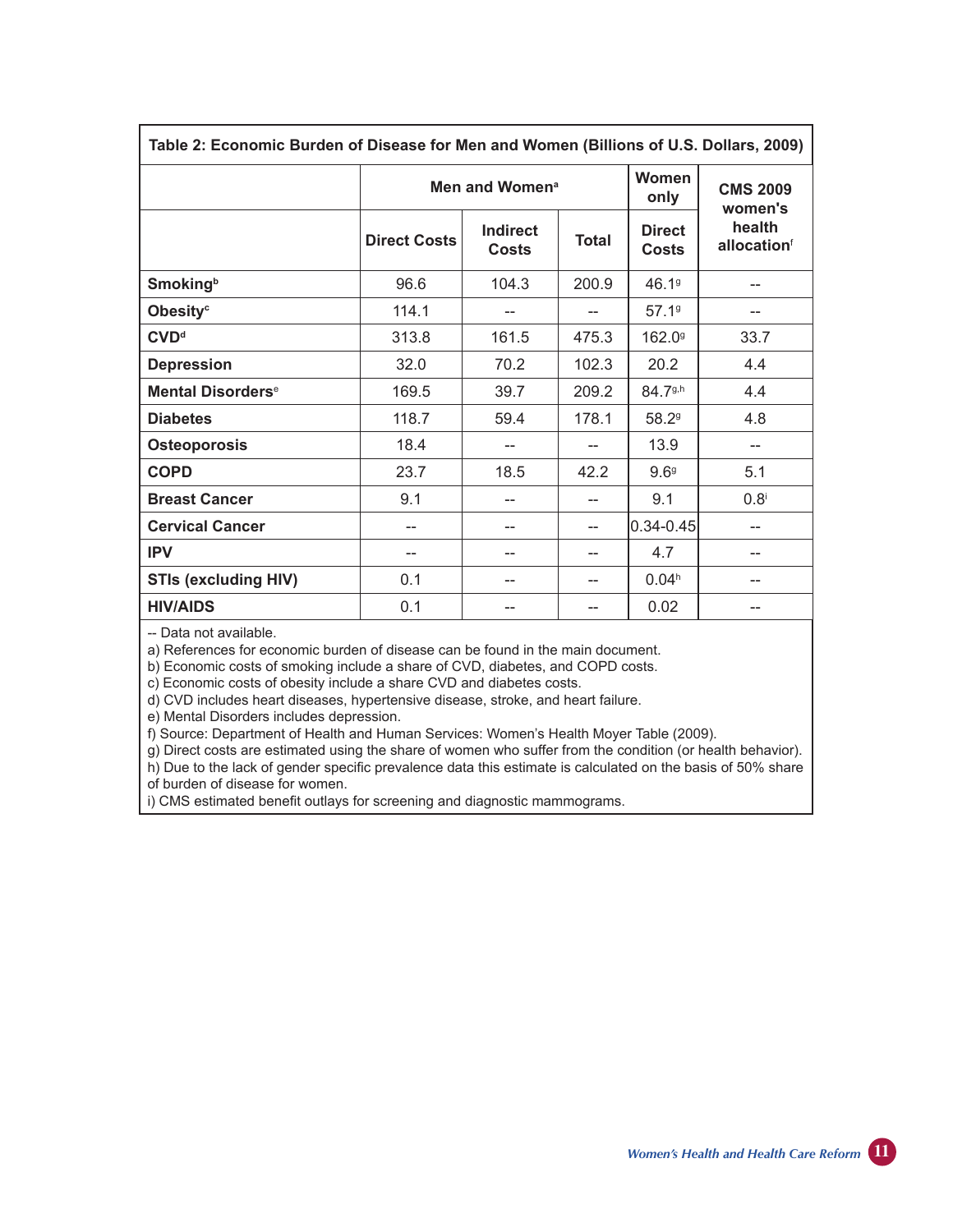**Table 2: Economic Burden of Disease for Men and Women (Billions of U.S. Dollars, 2009)**

| | Men and Women[a] | | | Women only | CMS 2009 women's health allocation[f] |
|---|---|---|---|---|---|
| | Direct Costs | Indirect Costs | Total | Direct Costs | |
| **Smoking[b]** | 96.6 | 104.3 | 200.9 | 46.1[g] | -- |
| **Obesity[c]** | 114.1 | -- | -- | 57.1[g] | -- |
| **CVD[d]** | 313.8 | 161.5 | 475.3 | 162.0[g] | 33.7 |
| **Depression** | 32.0 | 70.2 | 102.3 | 20.2 | 4.4 |
| **Mental Disorders[e]** | 169.5 | 39.7 | 209.2 | 84.7[g,h] | 4.4 |
| **Diabetes** | 118.7 | 59.4 | 178.1 | 58.2[g] | 4.8 |
| **Osteoporosis** | 18.4 | -- | -- | 13.9 | -- |
| **COPD** | 23.7 | 18.5 | 42.2 | 9.6[g] | 5.1 |
| **Breast Cancer** | 9.1 | -- | -- | 9.1 | 0.8[i] |
| **Cervical Cancer** | -- | -- | -- | 0.34-0.45 | -- |
| **IPV** | -- | -- | -- | 4.7 | -- |
| **STIs (excluding HIV)** | 0.1 | -- | -- | 0.04[h] | -- |
| **HIV/AIDS** | 0.1 | -- | -- | 0.02 | -- |

-- Data not available.

a) References for economic burden of disease can be found in the main document.

b) Economic costs of smoking include a share of CVD, diabetes, and COPD costs.

c) Economic costs of obesity include a share CVD and diabetes costs.

d) CVD includes heart diseases, hypertensive disease, stroke, and heart failure.

e) Mental Disorders includes depression.

f) Source: Department of Health and Human Services: Women's Health Moyer Table (2009).

g) Direct costs are estimated using the share of women who suffer from the condition (or health behavior).

h) Due to the lack of gender specific prevalence data this estimate is calculated on the basis of 50% share of burden of disease for women.

i) CMS estimated benefit outlays for screening and diagnostic mammograms.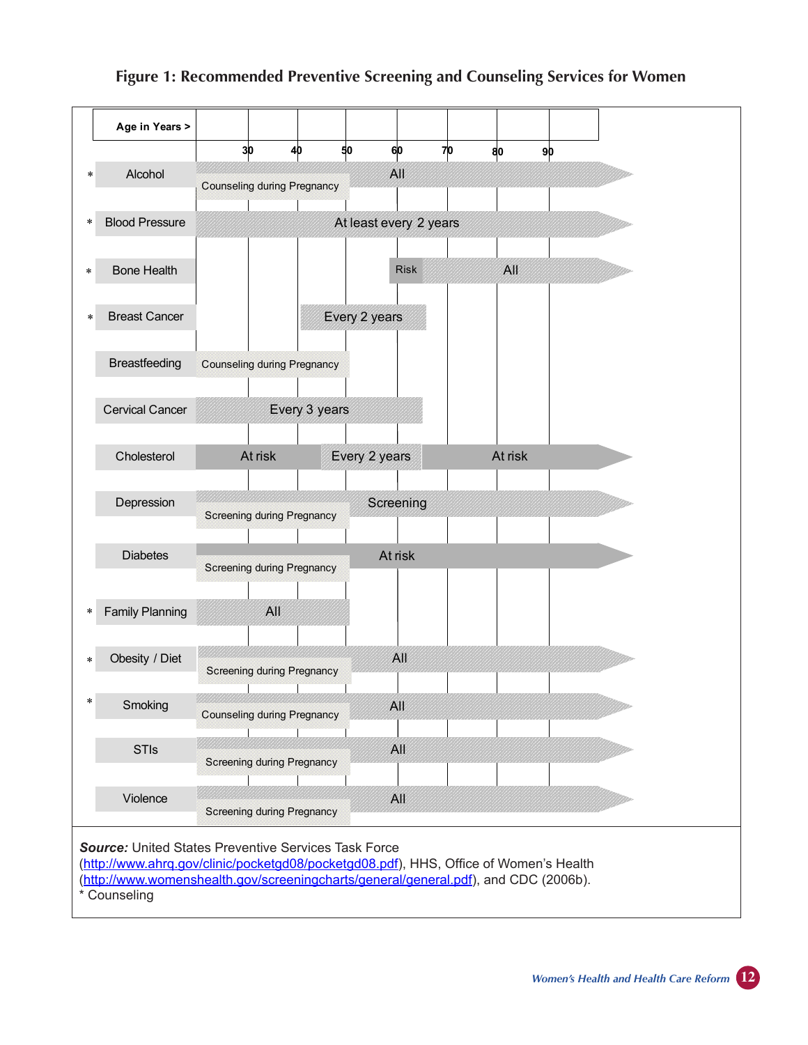**Figure 1: Recommended Preventive Screening and Counseling Services for Women**

Age in Years >

30 40 50 60 70 80 90

\* Alcohol — Counseling during Pregnancy — All

\* Blood Pressure — At least every 2 years

\* Bone Health — Risk — All

\* Breast Cancer — Every 2 years

Breastfeeding — Counseling during Pregnancy

Cervical Cancer — Every 3 years

Cholesterol — At risk — Every 2 years — At risk

Depression — Screening during Pregnancy — Screening

Diabetes — Screening during Pregnancy — At risk

\* Family Planning — All

\* Obesity / Diet — Screening during Pregnancy — All

\* Smoking — Counseling during Pregnancy — All

STIs — Screening during Pregnancy — All

Violence — Screening during Pregnancy — All

***Source:*** United States Preventive Services Task Force (http://www.ahrq.gov/clinic/pocketgd08/pocketgd08.pdf), HHS, Office of Women's Health (http://www.womenshealth.gov/screeningcharts/general/general.pdf), and CDC (2006b).

\* Counseling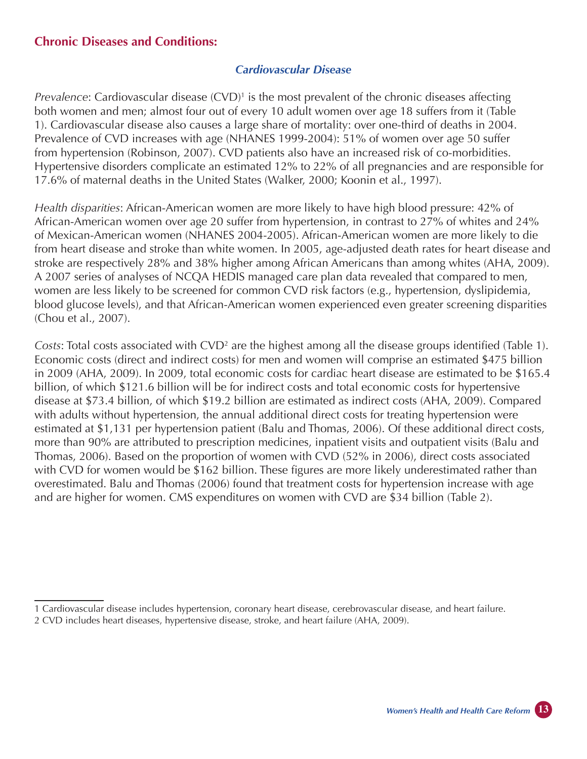## Chronic Diseases and Conditions:

### *Cardiovascular Disease*

*Prevalence*: Cardiovascular disease (CVD)[1] is the most prevalent of the chronic diseases affecting both women and men; almost four out of every 10 adult women over age 18 suffers from it (Table 1). Cardiovascular disease also causes a large share of mortality: over one-third of deaths in 2004. Prevalence of CVD increases with age (NHANES 1999-2004): 51% of women over age 50 suffer from hypertension (Robinson, 2007). CVD patients also have an increased risk of co-morbidities. Hypertensive disorders complicate an estimated 12% to 22% of all pregnancies and are responsible for 17.6% of maternal deaths in the United States (Walker, 2000; Koonin et al., 1997).

*Health disparities*: African-American women are more likely to have high blood pressure: 42% of African-American women over age 20 suffer from hypertension, in contrast to 27% of whites and 24% of Mexican-American women (NHANES 2004-2005). African-American women are more likely to die from heart disease and stroke than white women. In 2005, age-adjusted death rates for heart disease and stroke are respectively 28% and 38% higher among African Americans than among whites (AHA, 2009). A 2007 series of analyses of NCQA HEDIS managed care plan data revealed that compared to men, women are less likely to be screened for common CVD risk factors (e.g., hypertension, dyslipidemia, blood glucose levels), and that African-American women experienced even greater screening disparities (Chou et al., 2007).

*Costs*: Total costs associated with CVD[2] are the highest among all the disease groups identified (Table 1). Economic costs (direct and indirect costs) for men and women will comprise an estimated $475 billion in 2009 (AHA, 2009). In 2009, total economic costs for cardiac heart disease are estimated to be $165.4 billion, of which $121.6 billion will be for indirect costs and total economic costs for hypertensive disease at $73.4 billion, of which $19.2 billion are estimated as indirect costs (AHA, 2009). Compared with adults without hypertension, the annual additional direct costs for treating hypertension were estimated at $1,131 per hypertension patient (Balu and Thomas, 2006). Of these additional direct costs, more than 90% are attributed to prescription medicines, inpatient visits and outpatient visits (Balu and Thomas, 2006). Based on the proportion of women with CVD (52% in 2006), direct costs associated with CVD for women would be $162 billion. These figures are more likely underestimated rather than overestimated. Balu and Thomas (2006) found that treatment costs for hypertension increase with age and are higher for women. CMS expenditures on women with CVD are $34 billion (Table 2).

---

1 Cardiovascular disease includes hypertension, coronary heart disease, cerebrovascular disease, and heart failure.

2 CVD includes heart diseases, hypertensive disease, stroke, and heart failure (AHA, 2009).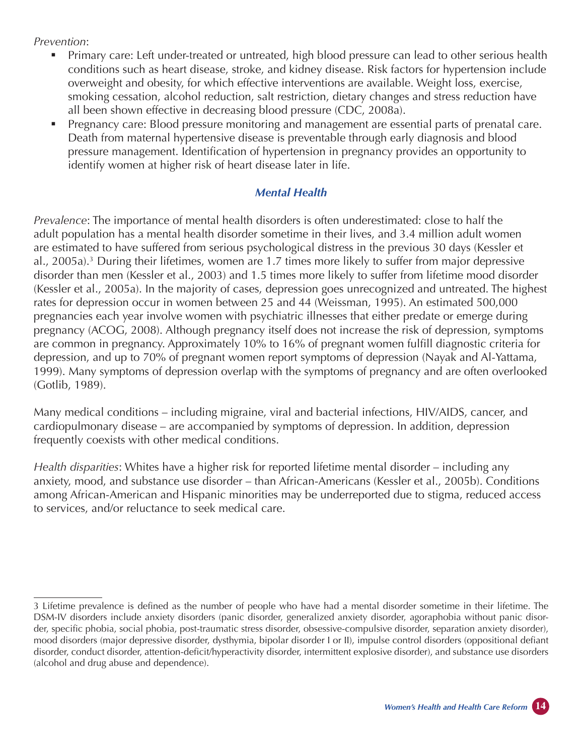*Prevention*:

- Primary care: Left under-treated or untreated, high blood pressure can lead to other serious health conditions such as heart disease, stroke, and kidney disease. Risk factors for hypertension include overweight and obesity, for which effective interventions are available. Weight loss, exercise, smoking cessation, alcohol reduction, salt restriction, dietary changes and stress reduction have all been shown effective in decreasing blood pressure (CDC, 2008a).
- Pregnancy care: Blood pressure monitoring and management are essential parts of prenatal care. Death from maternal hypertensive disease is preventable through early diagnosis and blood pressure management. Identification of hypertension in pregnancy provides an opportunity to identify women at higher risk of heart disease later in life.

### *Mental Health*

*Prevalence*: The importance of mental health disorders is often underestimated: close to half the adult population has a mental health disorder sometime in their lives, and 3.4 million adult women are estimated to have suffered from serious psychological distress in the previous 30 days (Kessler et al., 2005a).[3] During their lifetimes, women are 1.7 times more likely to suffer from major depressive disorder than men (Kessler et al., 2003) and 1.5 times more likely to suffer from lifetime mood disorder (Kessler et al., 2005a). In the majority of cases, depression goes unrecognized and untreated. The highest rates for depression occur in women between 25 and 44 (Weissman, 1995). An estimated 500,000 pregnancies each year involve women with psychiatric illnesses that either predate or emerge during pregnancy (ACOG, 2008). Although pregnancy itself does not increase the risk of depression, symptoms are common in pregnancy. Approximately 10% to 16% of pregnant women fulfill diagnostic criteria for depression, and up to 70% of pregnant women report symptoms of depression (Nayak and Al-Yattama, 1999). Many symptoms of depression overlap with the symptoms of pregnancy and are often overlooked (Gotlib, 1989).

Many medical conditions – including migraine, viral and bacterial infections, HIV/AIDS, cancer, and cardiopulmonary disease – are accompanied by symptoms of depression. In addition, depression frequently coexists with other medical conditions.

*Health disparities*: Whites have a higher risk for reported lifetime mental disorder – including any anxiety, mood, and substance use disorder – than African-Americans (Kessler et al., 2005b). Conditions among African-American and Hispanic minorities may be underreported due to stigma, reduced access to services, and/or reluctance to seek medical care.

---

3 Lifetime prevalence is defined as the number of people who have had a mental disorder sometime in their lifetime. The DSM-IV disorders include anxiety disorders (panic disorder, generalized anxiety disorder, agoraphobia without panic disorder, specific phobia, social phobia, post-traumatic stress disorder, obsessive-compulsive disorder, separation anxiety disorder), mood disorders (major depressive disorder, dysthymia, bipolar disorder I or II), impulse control disorders (oppositional defiant disorder, conduct disorder, attention-deficit/hyperactivity disorder, intermittent explosive disorder), and substance use disorders (alcohol and drug abuse and dependence).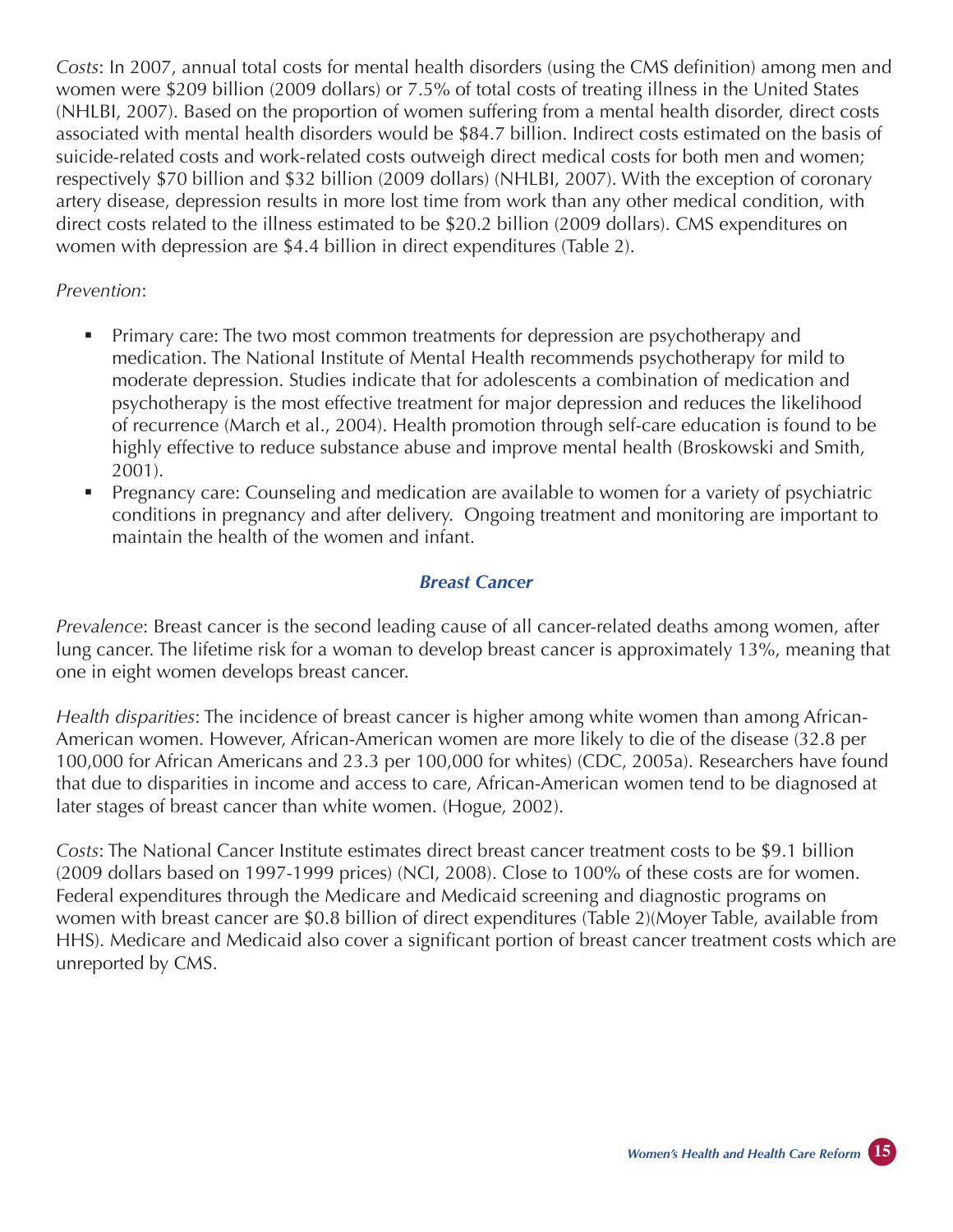*Costs*: In 2007, annual total costs for mental health disorders (using the CMS definition) among men and women were $209 billion (2009 dollars) or 7.5% of total costs of treating illness in the United States (NHLBI, 2007). Based on the proportion of women suffering from a mental health disorder, direct costs associated with mental health disorders would be $84.7 billion. Indirect costs estimated on the basis of suicide-related costs and work-related costs outweigh direct medical costs for both men and women; respectively $70 billion and $32 billion (2009 dollars) (NHLBI, 2007). With the exception of coronary artery disease, depression results in more lost time from work than any other medical condition, with direct costs related to the illness estimated to be $20.2 billion (2009 dollars). CMS expenditures on women with depression are $4.4 billion in direct expenditures (Table 2).

*Prevention*:

- Primary care: The two most common treatments for depression are psychotherapy and medication. The National Institute of Mental Health recommends psychotherapy for mild to moderate depression. Studies indicate that for adolescents a combination of medication and psychotherapy is the most effective treatment for major depression and reduces the likelihood of recurrence (March et al., 2004). Health promotion through self-care education is found to be highly effective to reduce substance abuse and improve mental health (Broskowski and Smith, 2001).
- Pregnancy care: Counseling and medication are available to women for a variety of psychiatric conditions in pregnancy and after delivery. Ongoing treatment and monitoring are important to maintain the health of the women and infant.

### *Breast Cancer*

*Prevalence*: Breast cancer is the second leading cause of all cancer-related deaths among women, after lung cancer. The lifetime risk for a woman to develop breast cancer is approximately 13%, meaning that one in eight women develops breast cancer.

*Health disparities*: The incidence of breast cancer is higher among white women than among African-American women. However, African-American women are more likely to die of the disease (32.8 per 100,000 for African Americans and 23.3 per 100,000 for whites) (CDC, 2005a). Researchers have found that due to disparities in income and access to care, African-American women tend to be diagnosed at later stages of breast cancer than white women. (Hogue, 2002).

*Costs*: The National Cancer Institute estimates direct breast cancer treatment costs to be $9.1 billion (2009 dollars based on 1997-1999 prices) (NCI, 2008). Close to 100% of these costs are for women. Federal expenditures through the Medicare and Medicaid screening and diagnostic programs on women with breast cancer are $0.8 billion of direct expenditures (Table 2)(Moyer Table, available from HHS). Medicare and Medicaid also cover a significant portion of breast cancer treatment costs which are unreported by CMS.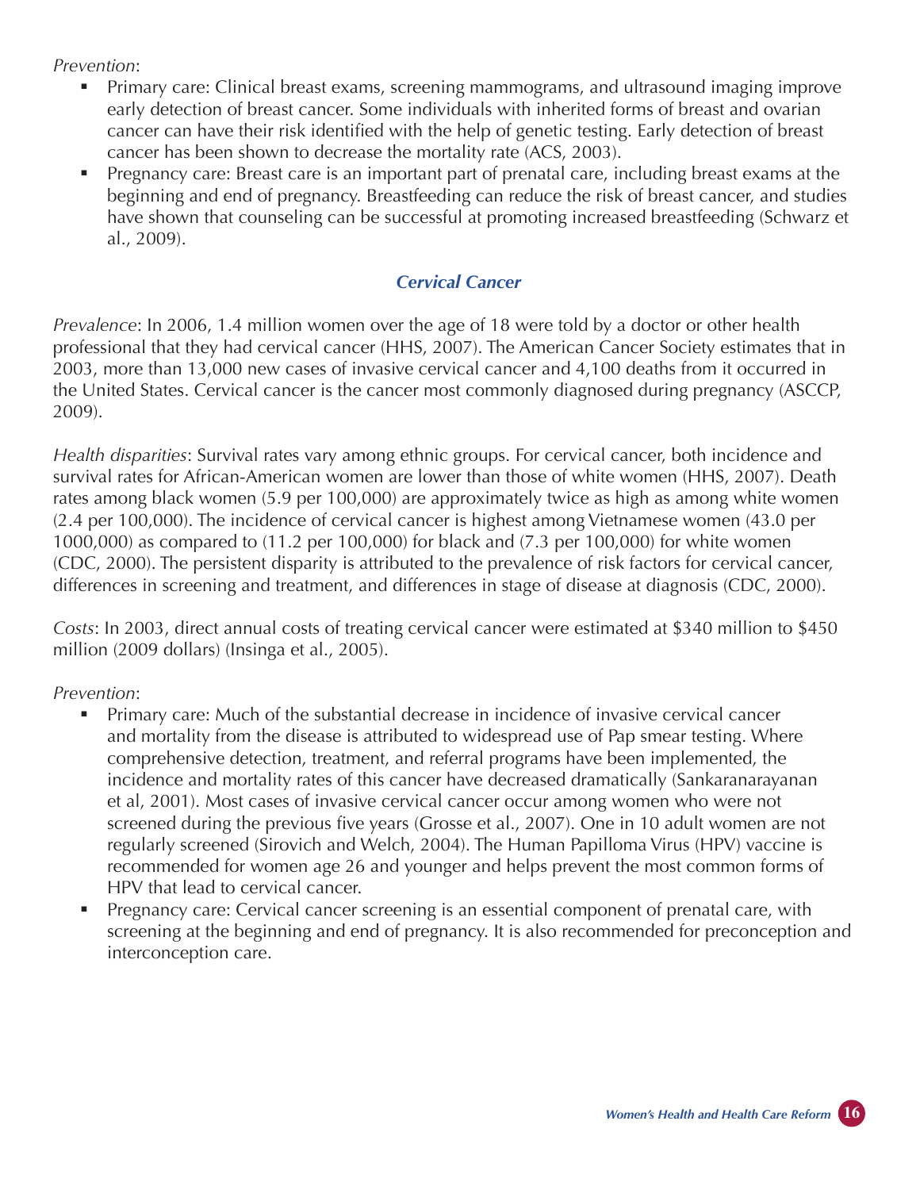*Prevention*:

- Primary care: Clinical breast exams, screening mammograms, and ultrasound imaging improve early detection of breast cancer. Some individuals with inherited forms of breast and ovarian cancer can have their risk identified with the help of genetic testing. Early detection of breast cancer has been shown to decrease the mortality rate (ACS, 2003).
- Pregnancy care: Breast care is an important part of prenatal care, including breast exams at the beginning and end of pregnancy. Breastfeeding can reduce the risk of breast cancer, and studies have shown that counseling can be successful at promoting increased breastfeeding (Schwarz et al., 2009).

### *Cervical Cancer*

*Prevalence*: In 2006, 1.4 million women over the age of 18 were told by a doctor or other health professional that they had cervical cancer (HHS, 2007). The American Cancer Society estimates that in 2003, more than 13,000 new cases of invasive cervical cancer and 4,100 deaths from it occurred in the United States. Cervical cancer is the cancer most commonly diagnosed during pregnancy (ASCCP, 2009).

*Health disparities*: Survival rates vary among ethnic groups. For cervical cancer, both incidence and survival rates for African-American women are lower than those of white women (HHS, 2007). Death rates among black women (5.9 per 100,000) are approximately twice as high as among white women (2.4 per 100,000). The incidence of cervical cancer is highest among Vietnamese women (43.0 per 1000,000) as compared to (11.2 per 100,000) for black and (7.3 per 100,000) for white women (CDC, 2000). The persistent disparity is attributed to the prevalence of risk factors for cervical cancer, differences in screening and treatment, and differences in stage of disease at diagnosis (CDC, 2000).

*Costs*: In 2003, direct annual costs of treating cervical cancer were estimated at $340 million to $450 million (2009 dollars) (Insinga et al., 2005).

*Prevention*:

- Primary care: Much of the substantial decrease in incidence of invasive cervical cancer and mortality from the disease is attributed to widespread use of Pap smear testing. Where comprehensive detection, treatment, and referral programs have been implemented, the incidence and mortality rates of this cancer have decreased dramatically (Sankaranarayanan et al, 2001). Most cases of invasive cervical cancer occur among women who were not screened during the previous five years (Grosse et al., 2007). One in 10 adult women are not regularly screened (Sirovich and Welch, 2004). The Human Papilloma Virus (HPV) vaccine is recommended for women age 26 and younger and helps prevent the most common forms of HPV that lead to cervical cancer.
- Pregnancy care: Cervical cancer screening is an essential component of prenatal care, with screening at the beginning and end of pregnancy. It is also recommended for preconception and interconception care.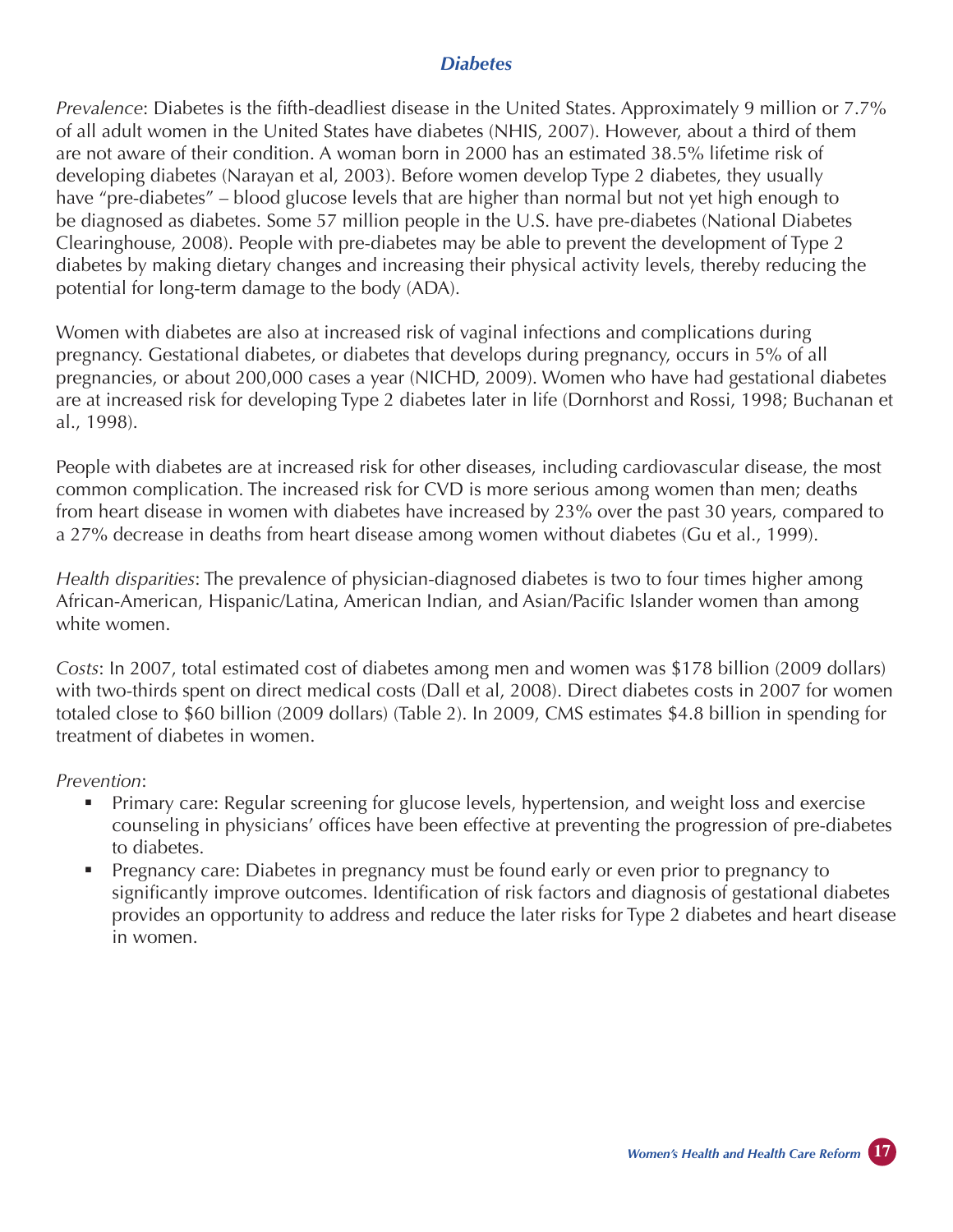## *Diabetes*

*Prevalence*: Diabetes is the fifth-deadliest disease in the United States. Approximately 9 million or 7.7% of all adult women in the United States have diabetes (NHIS, 2007). However, about a third of them are not aware of their condition. A woman born in 2000 has an estimated 38.5% lifetime risk of developing diabetes (Narayan et al, 2003). Before women develop Type 2 diabetes, they usually have "pre-diabetes" – blood glucose levels that are higher than normal but not yet high enough to be diagnosed as diabetes. Some 57 million people in the U.S. have pre-diabetes (National Diabetes Clearinghouse, 2008). People with pre-diabetes may be able to prevent the development of Type 2 diabetes by making dietary changes and increasing their physical activity levels, thereby reducing the potential for long-term damage to the body (ADA).

Women with diabetes are also at increased risk of vaginal infections and complications during pregnancy. Gestational diabetes, or diabetes that develops during pregnancy, occurs in 5% of all pregnancies, or about 200,000 cases a year (NICHD, 2009). Women who have had gestational diabetes are at increased risk for developing Type 2 diabetes later in life (Dornhorst and Rossi, 1998; Buchanan et al., 1998).

People with diabetes are at increased risk for other diseases, including cardiovascular disease, the most common complication. The increased risk for CVD is more serious among women than men; deaths from heart disease in women with diabetes have increased by 23% over the past 30 years, compared to a 27% decrease in deaths from heart disease among women without diabetes (Gu et al., 1999).

*Health disparities*: The prevalence of physician-diagnosed diabetes is two to four times higher among African-American, Hispanic/Latina, American Indian, and Asian/Pacific Islander women than among white women.

*Costs*: In 2007, total estimated cost of diabetes among men and women was $178 billion (2009 dollars) with two-thirds spent on direct medical costs (Dall et al, 2008). Direct diabetes costs in 2007 for women totaled close to $60 billion (2009 dollars) (Table 2). In 2009, CMS estimates $4.8 billion in spending for treatment of diabetes in women.

*Prevention*:

- Primary care: Regular screening for glucose levels, hypertension, and weight loss and exercise counseling in physicians' offices have been effective at preventing the progression of pre-diabetes to diabetes.
- Pregnancy care: Diabetes in pregnancy must be found early or even prior to pregnancy to significantly improve outcomes. Identification of risk factors and diagnosis of gestational diabetes provides an opportunity to address and reduce the later risks for Type 2 diabetes and heart disease in women.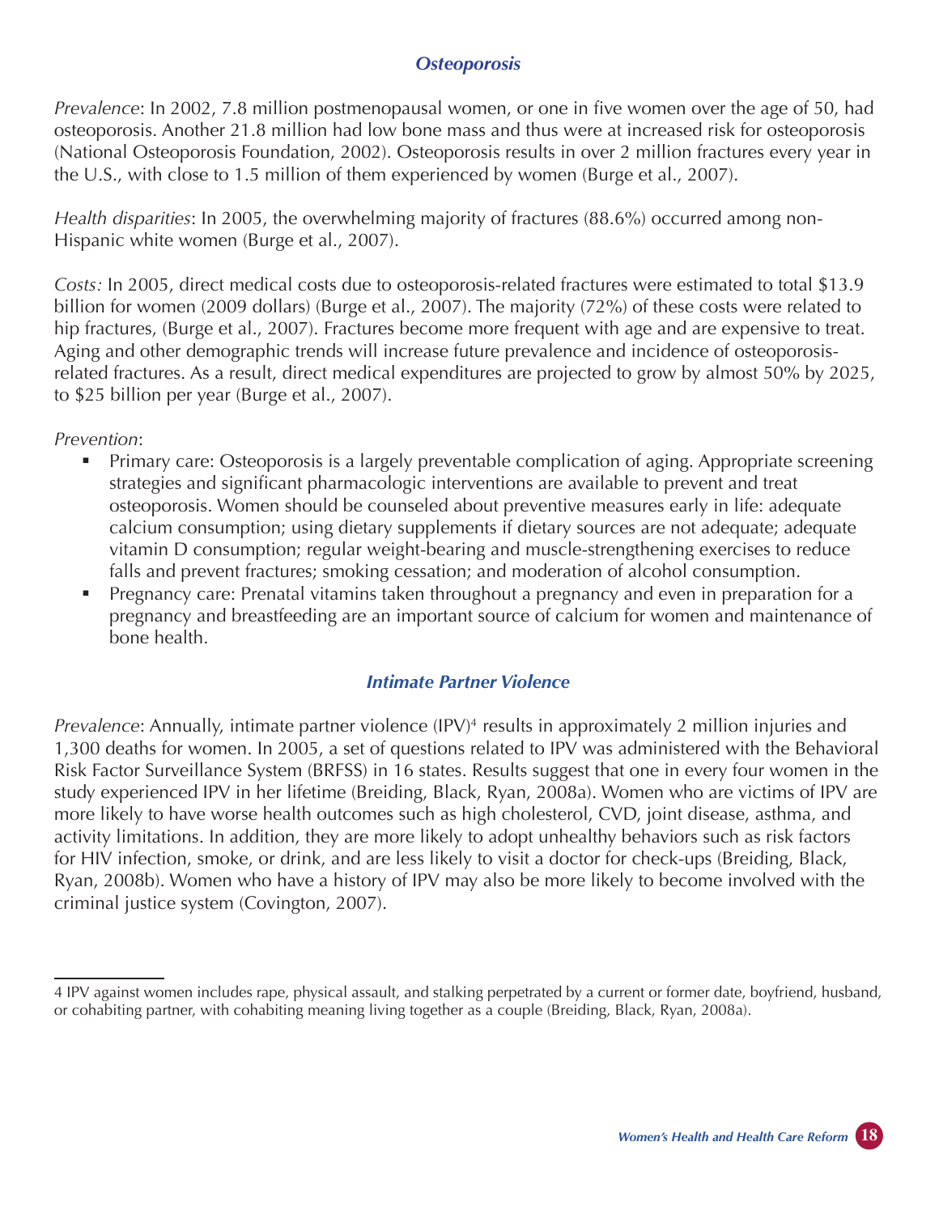### *Osteoporosis*

*Prevalence*: In 2002, 7.8 million postmenopausal women, or one in five women over the age of 50, had osteoporosis. Another 21.8 million had low bone mass and thus were at increased risk for osteoporosis (National Osteoporosis Foundation, 2002). Osteoporosis results in over 2 million fractures every year in the U.S., with close to 1.5 million of them experienced by women (Burge et al., 2007).

*Health disparities*: In 2005, the overwhelming majority of fractures (88.6%) occurred among non-Hispanic white women (Burge et al., 2007).

*Costs:* In 2005, direct medical costs due to osteoporosis-related fractures were estimated to total $13.9 billion for women (2009 dollars) (Burge et al., 2007). The majority (72%) of these costs were related to hip fractures, (Burge et al., 2007). Fractures become more frequent with age and are expensive to treat. Aging and other demographic trends will increase future prevalence and incidence of osteoporosis-related fractures. As a result, direct medical expenditures are projected to grow by almost 50% by 2025, to $25 billion per year (Burge et al., 2007).

*Prevention*:

- Primary care: Osteoporosis is a largely preventable complication of aging. Appropriate screening strategies and significant pharmacologic interventions are available to prevent and treat osteoporosis. Women should be counseled about preventive measures early in life: adequate calcium consumption; using dietary supplements if dietary sources are not adequate; adequate vitamin D consumption; regular weight-bearing and muscle-strengthening exercises to reduce falls and prevent fractures; smoking cessation; and moderation of alcohol consumption.
- Pregnancy care: Prenatal vitamins taken throughout a pregnancy and even in preparation for a pregnancy and breastfeeding are an important source of calcium for women and maintenance of bone health.

### *Intimate Partner Violence*

*Prevalence*: Annually, intimate partner violence (IPV)[4] results in approximately 2 million injuries and 1,300 deaths for women. In 2005, a set of questions related to IPV was administered with the Behavioral Risk Factor Surveillance System (BRFSS) in 16 states. Results suggest that one in every four women in the study experienced IPV in her lifetime (Breiding, Black, Ryan, 2008a). Women who are victims of IPV are more likely to have worse health outcomes such as high cholesterol, CVD, joint disease, asthma, and activity limitations. In addition, they are more likely to adopt unhealthy behaviors such as risk factors for HIV infection, smoke, or drink, and are less likely to visit a doctor for check-ups (Breiding, Black, Ryan, 2008b). Women who have a history of IPV may also be more likely to become involved with the criminal justice system (Covington, 2007).

---

4 IPV against women includes rape, physical assault, and stalking perpetrated by a current or former date, boyfriend, husband, or cohabiting partner, with cohabiting meaning living together as a couple (Breiding, Black, Ryan, 2008a).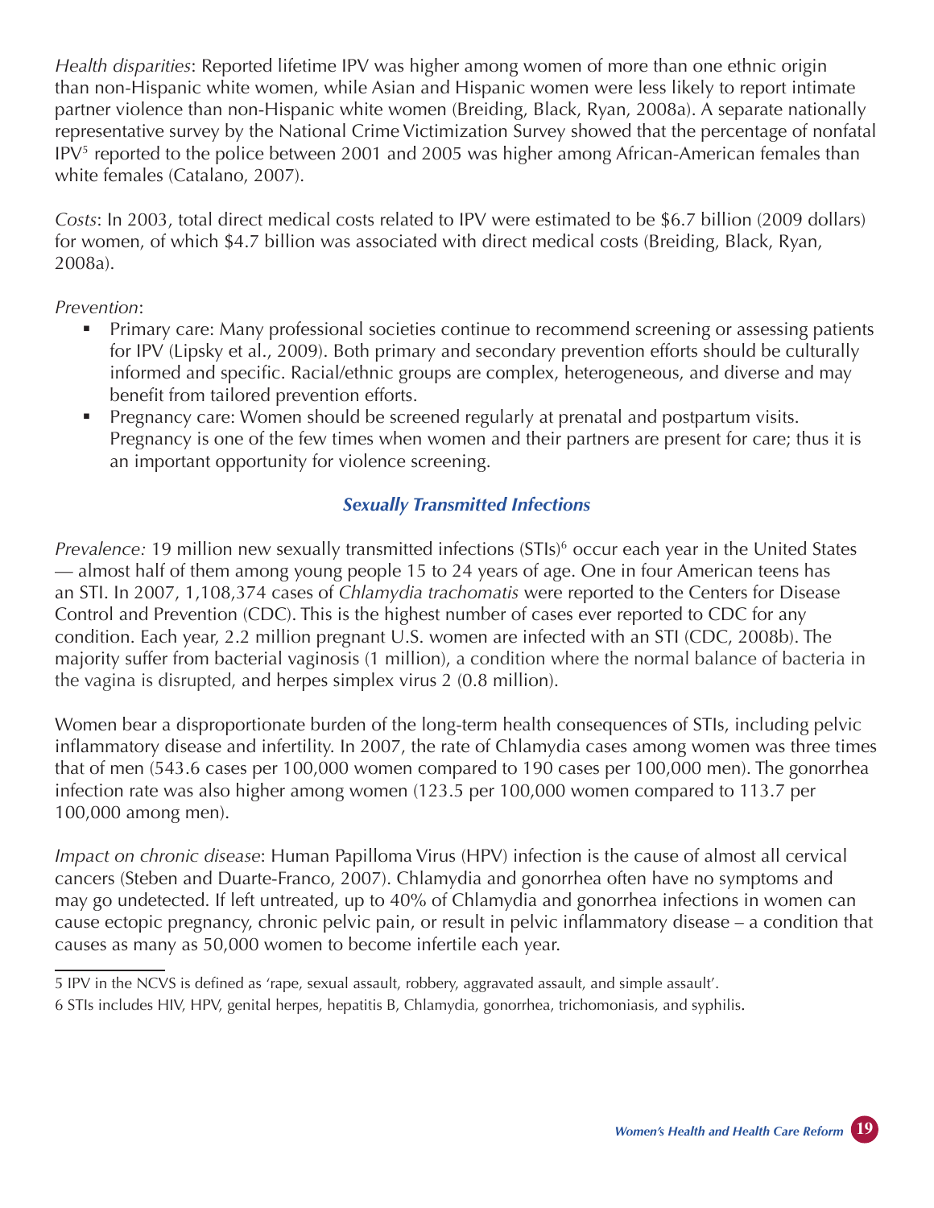*Health disparities*: Reported lifetime IPV was higher among women of more than one ethnic origin than non-Hispanic white women, while Asian and Hispanic women were less likely to report intimate partner violence than non-Hispanic white women (Breiding, Black, Ryan, 2008a). A separate nationally representative survey by the National Crime Victimization Survey showed that the percentage of nonfatal IPV[5] reported to the police between 2001 and 2005 was higher among African-American females than white females (Catalano, 2007).

*Costs*: In 2003, total direct medical costs related to IPV were estimated to be $6.7 billion (2009 dollars) for women, of which $4.7 billion was associated with direct medical costs (Breiding, Black, Ryan, 2008a).

*Prevention*:

- Primary care: Many professional societies continue to recommend screening or assessing patients for IPV (Lipsky et al., 2009). Both primary and secondary prevention efforts should be culturally informed and specific. Racial/ethnic groups are complex, heterogeneous, and diverse and may benefit from tailored prevention efforts.
- Pregnancy care: Women should be screened regularly at prenatal and postpartum visits. Pregnancy is one of the few times when women and their partners are present for care; thus it is an important opportunity for violence screening.

### *Sexually Transmitted Infections*

*Prevalence:* 19 million new sexually transmitted infections (STIs)[6] occur each year in the United States — almost half of them among young people 15 to 24 years of age. One in four American teens has an STI. In 2007, 1,108,374 cases of *Chlamydia trachomatis* were reported to the Centers for Disease Control and Prevention (CDC). This is the highest number of cases ever reported to CDC for any condition. Each year, 2.2 million pregnant U.S. women are infected with an STI (CDC, 2008b). The majority suffer from bacterial vaginosis (1 million), a condition where the normal balance of bacteria in the vagina is disrupted, and herpes simplex virus 2 (0.8 million).

Women bear a disproportionate burden of the long-term health consequences of STIs, including pelvic inflammatory disease and infertility. In 2007, the rate of Chlamydia cases among women was three times that of men (543.6 cases per 100,000 women compared to 190 cases per 100,000 men). The gonorrhea infection rate was also higher among women (123.5 per 100,000 women compared to 113.7 per 100,000 among men).

*Impact on chronic disease*: Human Papilloma Virus (HPV) infection is the cause of almost all cervical cancers (Steben and Duarte-Franco, 2007). Chlamydia and gonorrhea often have no symptoms and may go undetected. If left untreated, up to 40% of Chlamydia and gonorrhea infections in women can cause ectopic pregnancy, chronic pelvic pain, or result in pelvic inflammatory disease – a condition that causes as many as 50,000 women to become infertile each year.

---

5 IPV in the NCVS is defined as 'rape, sexual assault, robbery, aggravated assault, and simple assault'.

6 STIs includes HIV, HPV, genital herpes, hepatitis B, Chlamydia, gonorrhea, trichomoniasis, and syphilis.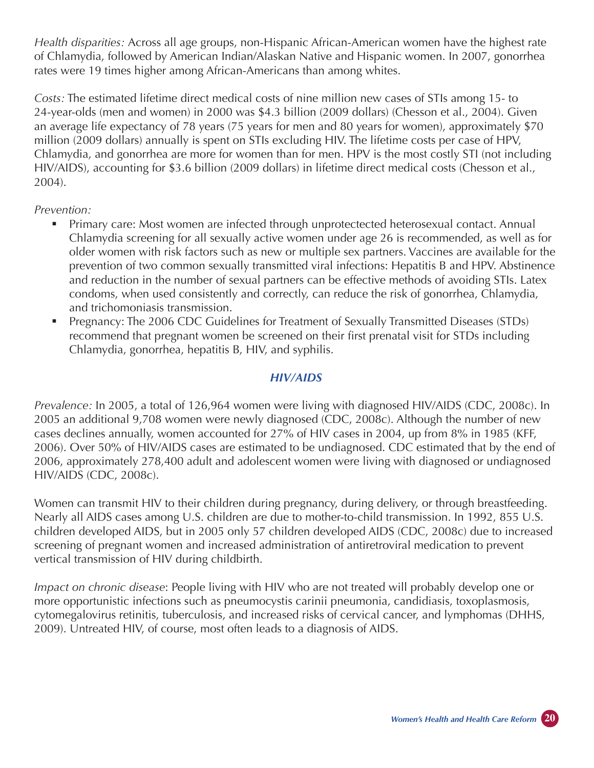*Health disparities:* Across all age groups, non-Hispanic African-American women have the highest rate of Chlamydia, followed by American Indian/Alaskan Native and Hispanic women. In 2007, gonorrhea rates were 19 times higher among African-Americans than among whites.

*Costs:* The estimated lifetime direct medical costs of nine million new cases of STIs among 15- to 24-year-olds (men and women) in 2000 was $4.3 billion (2009 dollars) (Chesson et al., 2004). Given an average life expectancy of 78 years (75 years for men and 80 years for women), approximately $70 million (2009 dollars) annually is spent on STIs excluding HIV. The lifetime costs per case of HPV, Chlamydia, and gonorrhea are more for women than for men. HPV is the most costly STI (not including HIV/AIDS), accounting for $3.6 billion (2009 dollars) in lifetime direct medical costs (Chesson et al., 2004).

*Prevention:*

- Primary care: Most women are infected through unprotectected heterosexual contact. Annual Chlamydia screening for all sexually active women under age 26 is recommended, as well as for older women with risk factors such as new or multiple sex partners. Vaccines are available for the prevention of two common sexually transmitted viral infections: Hepatitis B and HPV. Abstinence and reduction in the number of sexual partners can be effective methods of avoiding STIs. Latex condoms, when used consistently and correctly, can reduce the risk of gonorrhea, Chlamydia, and trichomoniasis transmission.
- Pregnancy: The 2006 CDC Guidelines for Treatment of Sexually Transmitted Diseases (STDs) recommend that pregnant women be screened on their first prenatal visit for STDs including Chlamydia, gonorrhea, hepatitis B, HIV, and syphilis.

### *HIV/AIDS*

*Prevalence:* In 2005, a total of 126,964 women were living with diagnosed HIV/AIDS (CDC, 2008c). In 2005 an additional 9,708 women were newly diagnosed (CDC, 2008c). Although the number of new cases declines annually, women accounted for 27% of HIV cases in 2004, up from 8% in 1985 (KFF, 2006). Over 50% of HIV/AIDS cases are estimated to be undiagnosed. CDC estimated that by the end of 2006, approximately 278,400 adult and adolescent women were living with diagnosed or undiagnosed HIV/AIDS (CDC, 2008c).

Women can transmit HIV to their children during pregnancy, during delivery, or through breastfeeding. Nearly all AIDS cases among U.S. children are due to mother-to-child transmission. In 1992, 855 U.S. children developed AIDS, but in 2005 only 57 children developed AIDS (CDC, 2008c) due to increased screening of pregnant women and increased administration of antiretroviral medication to prevent vertical transmission of HIV during childbirth.

*Impact on chronic disease*: People living with HIV who are not treated will probably develop one or more opportunistic infections such as pneumocystis carinii pneumonia, candidiasis, toxoplasmosis, cytomegalovirus retinitis, tuberculosis, and increased risks of cervical cancer, and lymphomas (DHHS, 2009). Untreated HIV, of course, most often leads to a diagnosis of AIDS.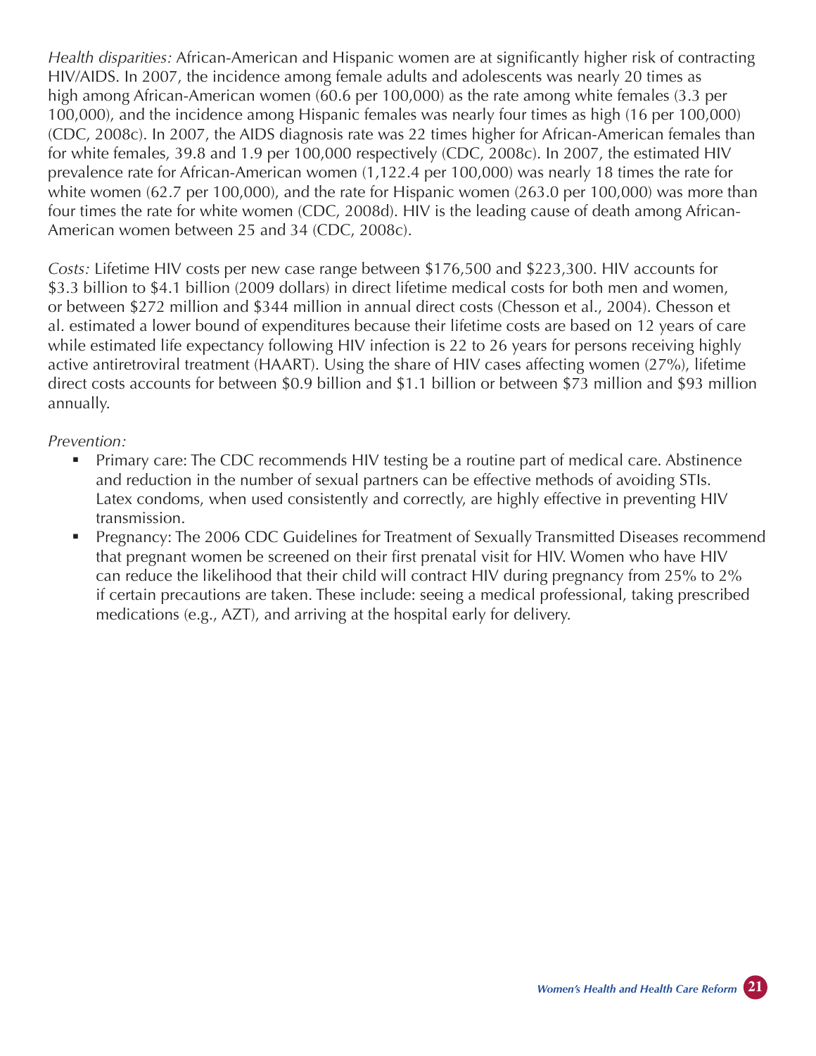*Health disparities:* African-American and Hispanic women are at significantly higher risk of contracting HIV/AIDS. In 2007, the incidence among female adults and adolescents was nearly 20 times as high among African-American women (60.6 per 100,000) as the rate among white females (3.3 per 100,000), and the incidence among Hispanic females was nearly four times as high (16 per 100,000) (CDC, 2008c). In 2007, the AIDS diagnosis rate was 22 times higher for African-American females than for white females, 39.8 and 1.9 per 100,000 respectively (CDC, 2008c). In 2007, the estimated HIV prevalence rate for African-American women (1,122.4 per 100,000) was nearly 18 times the rate for white women (62.7 per 100,000), and the rate for Hispanic women (263.0 per 100,000) was more than four times the rate for white women (CDC, 2008d). HIV is the leading cause of death among African-American women between 25 and 34 (CDC, 2008c).

*Costs:* Lifetime HIV costs per new case range between $176,500 and $223,300. HIV accounts for $3.3 billion to $4.1 billion (2009 dollars) in direct lifetime medical costs for both men and women, or between $272 million and $344 million in annual direct costs (Chesson et al., 2004). Chesson et al. estimated a lower bound of expenditures because their lifetime costs are based on 12 years of care while estimated life expectancy following HIV infection is 22 to 26 years for persons receiving highly active antiretroviral treatment (HAART). Using the share of HIV cases affecting women (27%), lifetime direct costs accounts for between $0.9 billion and $1.1 billion or between $73 million and $93 million annually.

*Prevention:*

- Primary care: The CDC recommends HIV testing be a routine part of medical care. Abstinence and reduction in the number of sexual partners can be effective methods of avoiding STIs. Latex condoms, when used consistently and correctly, are highly effective in preventing HIV transmission.
- Pregnancy: The 2006 CDC Guidelines for Treatment of Sexually Transmitted Diseases recommend that pregnant women be screened on their first prenatal visit for HIV. Women who have HIV can reduce the likelihood that their child will contract HIV during pregnancy from 25% to 2% if certain precautions are taken. These include: seeing a medical professional, taking prescribed medications (e.g., AZT), and arriving at the hospital early for delivery.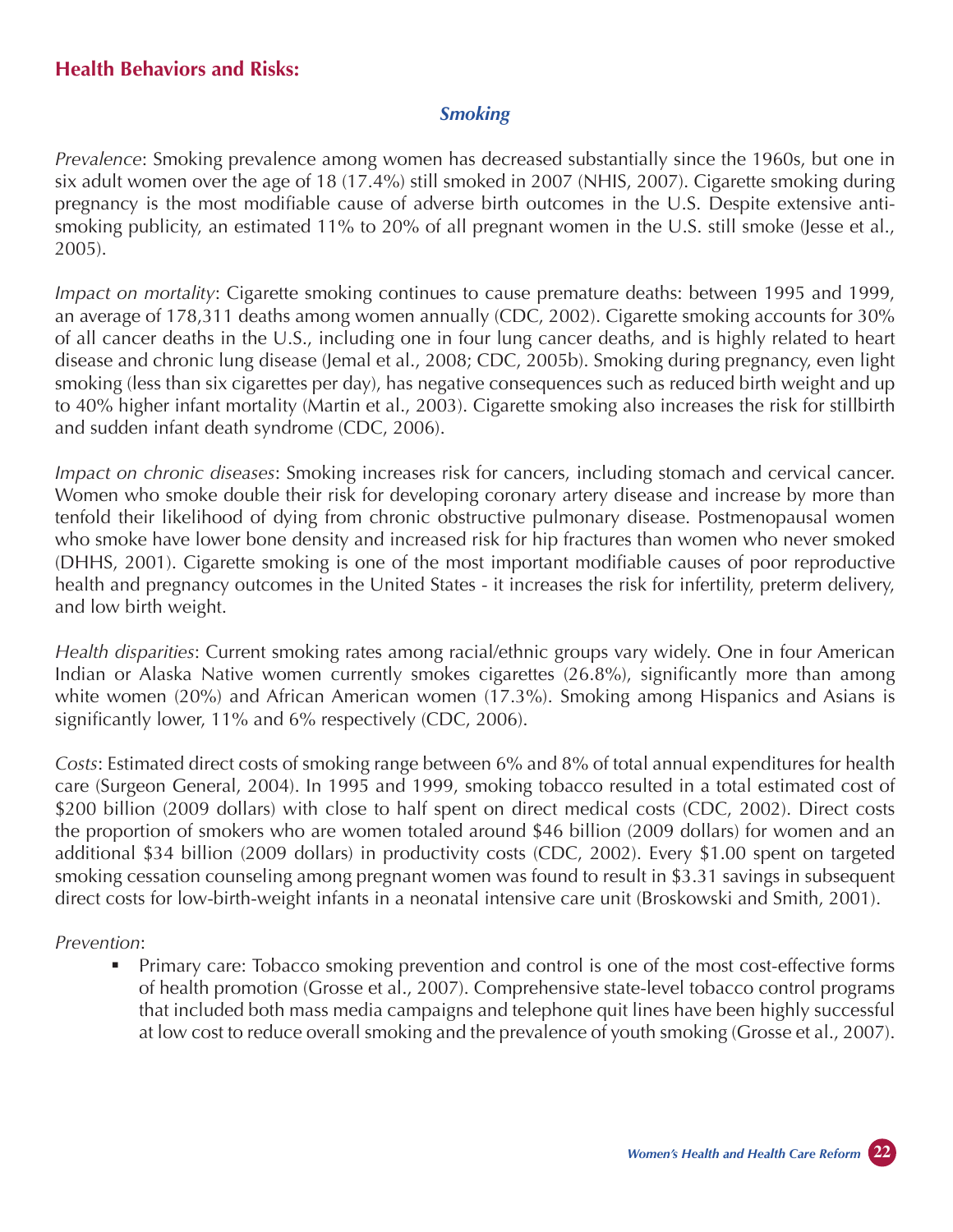## Health Behaviors and Risks:

### *Smoking*

*Prevalence*: Smoking prevalence among women has decreased substantially since the 1960s, but one in six adult women over the age of 18 (17.4%) still smoked in 2007 (NHIS, 2007). Cigarette smoking during pregnancy is the most modifiable cause of adverse birth outcomes in the U.S. Despite extensive anti-smoking publicity, an estimated 11% to 20% of all pregnant women in the U.S. still smoke (Jesse et al., 2005).

*Impact on mortality*: Cigarette smoking continues to cause premature deaths: between 1995 and 1999, an average of 178,311 deaths among women annually (CDC, 2002). Cigarette smoking accounts for 30% of all cancer deaths in the U.S., including one in four lung cancer deaths, and is highly related to heart disease and chronic lung disease (Jemal et al., 2008; CDC, 2005b). Smoking during pregnancy, even light smoking (less than six cigarettes per day), has negative consequences such as reduced birth weight and up to 40% higher infant mortality (Martin et al., 2003). Cigarette smoking also increases the risk for stillbirth and sudden infant death syndrome (CDC, 2006).

*Impact on chronic diseases*: Smoking increases risk for cancers, including stomach and cervical cancer. Women who smoke double their risk for developing coronary artery disease and increase by more than tenfold their likelihood of dying from chronic obstructive pulmonary disease. Postmenopausal women who smoke have lower bone density and increased risk for hip fractures than women who never smoked (DHHS, 2001). Cigarette smoking is one of the most important modifiable causes of poor reproductive health and pregnancy outcomes in the United States - it increases the risk for infertility, preterm delivery, and low birth weight.

*Health disparities*: Current smoking rates among racial/ethnic groups vary widely. One in four American Indian or Alaska Native women currently smokes cigarettes (26.8%), significantly more than among white women (20%) and African American women (17.3%). Smoking among Hispanics and Asians is significantly lower, 11% and 6% respectively (CDC, 2006).

*Costs*: Estimated direct costs of smoking range between 6% and 8% of total annual expenditures for health care (Surgeon General, 2004). In 1995 and 1999, smoking tobacco resulted in a total estimated cost of $200 billion (2009 dollars) with close to half spent on direct medical costs (CDC, 2002). Direct costs the proportion of smokers who are women totaled around $46 billion (2009 dollars) for women and an additional $34 billion (2009 dollars) in productivity costs (CDC, 2002). Every $1.00 spent on targeted smoking cessation counseling among pregnant women was found to result in $3.31 savings in subsequent direct costs for low-birth-weight infants in a neonatal intensive care unit (Broskowski and Smith, 2001).

*Prevention*:

- Primary care: Tobacco smoking prevention and control is one of the most cost-effective forms of health promotion (Grosse et al., 2007). Comprehensive state-level tobacco control programs that included both mass media campaigns and telephone quit lines have been highly successful at low cost to reduce overall smoking and the prevalence of youth smoking (Grosse et al., 2007).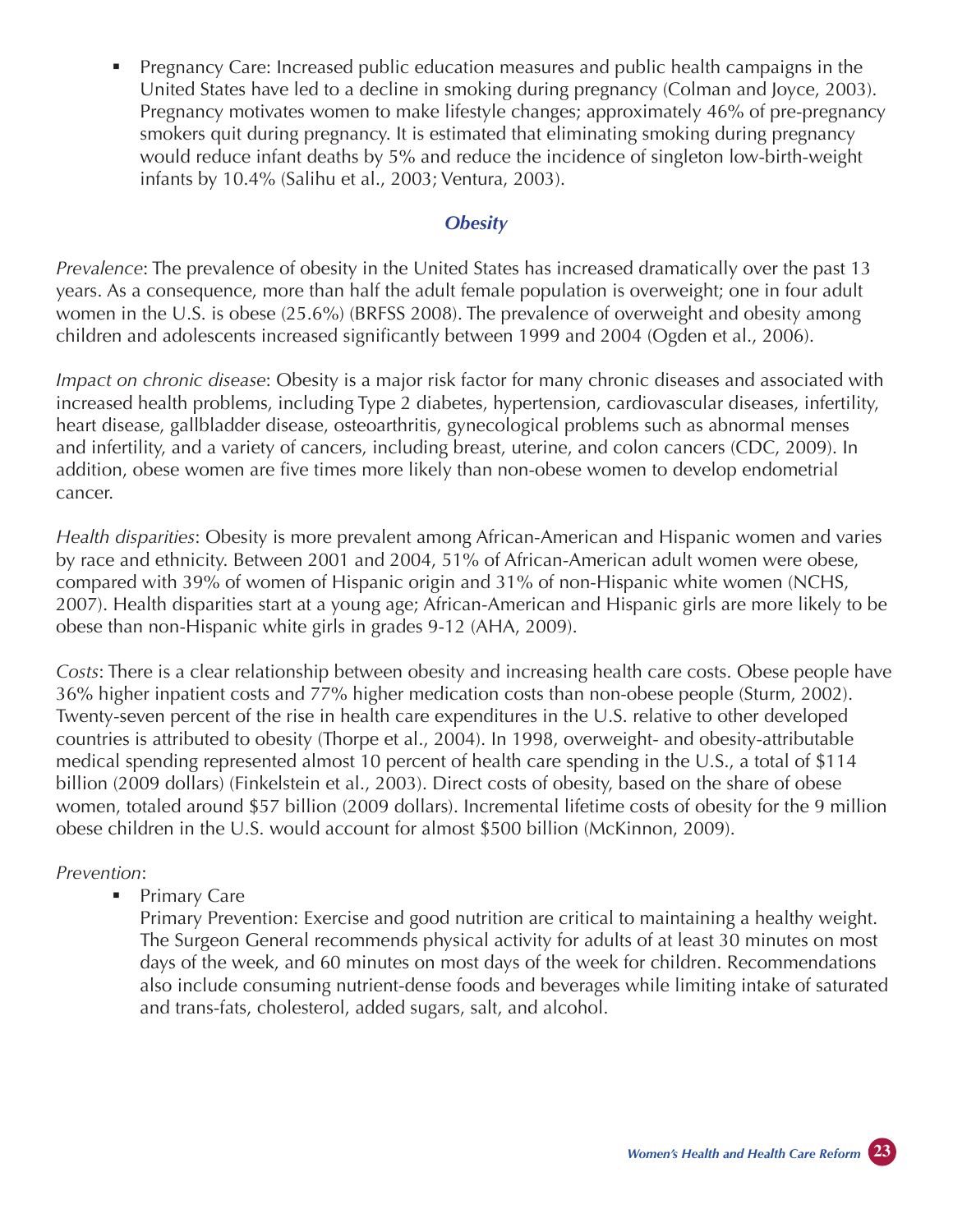- Pregnancy Care: Increased public education measures and public health campaigns in the United States have led to a decline in smoking during pregnancy (Colman and Joyce, 2003). Pregnancy motivates women to make lifestyle changes; approximately 46% of pre-pregnancy smokers quit during pregnancy. It is estimated that eliminating smoking during pregnancy would reduce infant deaths by 5% and reduce the incidence of singleton low-birth-weight infants by 10.4% (Salihu et al., 2003; Ventura, 2003).

### *Obesity*

*Prevalence*: The prevalence of obesity in the United States has increased dramatically over the past 13 years. As a consequence, more than half the adult female population is overweight; one in four adult women in the U.S. is obese (25.6%) (BRFSS 2008). The prevalence of overweight and obesity among children and adolescents increased significantly between 1999 and 2004 (Ogden et al., 2006).

*Impact on chronic disease*: Obesity is a major risk factor for many chronic diseases and associated with increased health problems, including Type 2 diabetes, hypertension, cardiovascular diseases, infertility, heart disease, gallbladder disease, osteoarthritis, gynecological problems such as abnormal menses and infertility, and a variety of cancers, including breast, uterine, and colon cancers (CDC, 2009). In addition, obese women are five times more likely than non-obese women to develop endometrial cancer.

*Health disparities*: Obesity is more prevalent among African-American and Hispanic women and varies by race and ethnicity. Between 2001 and 2004, 51% of African-American adult women were obese, compared with 39% of women of Hispanic origin and 31% of non-Hispanic white women (NCHS, 2007). Health disparities start at a young age; African-American and Hispanic girls are more likely to be obese than non-Hispanic white girls in grades 9-12 (AHA, 2009).

*Costs*: There is a clear relationship between obesity and increasing health care costs. Obese people have 36% higher inpatient costs and 77% higher medication costs than non-obese people (Sturm, 2002). Twenty-seven percent of the rise in health care expenditures in the U.S. relative to other developed countries is attributed to obesity (Thorpe et al., 2004). In 1998, overweight- and obesity-attributable medical spending represented almost 10 percent of health care spending in the U.S., a total of $114 billion (2009 dollars) (Finkelstein et al., 2003). Direct costs of obesity, based on the share of obese women, totaled around $57 billion (2009 dollars). Incremental lifetime costs of obesity for the 9 million obese children in the U.S. would account for almost $500 billion (McKinnon, 2009).

*Prevention*:

- Primary Care

  Primary Prevention: Exercise and good nutrition are critical to maintaining a healthy weight. The Surgeon General recommends physical activity for adults of at least 30 minutes on most days of the week, and 60 minutes on most days of the week for children. Recommendations also include consuming nutrient-dense foods and beverages while limiting intake of saturated and trans-fats, cholesterol, added sugars, salt, and alcohol.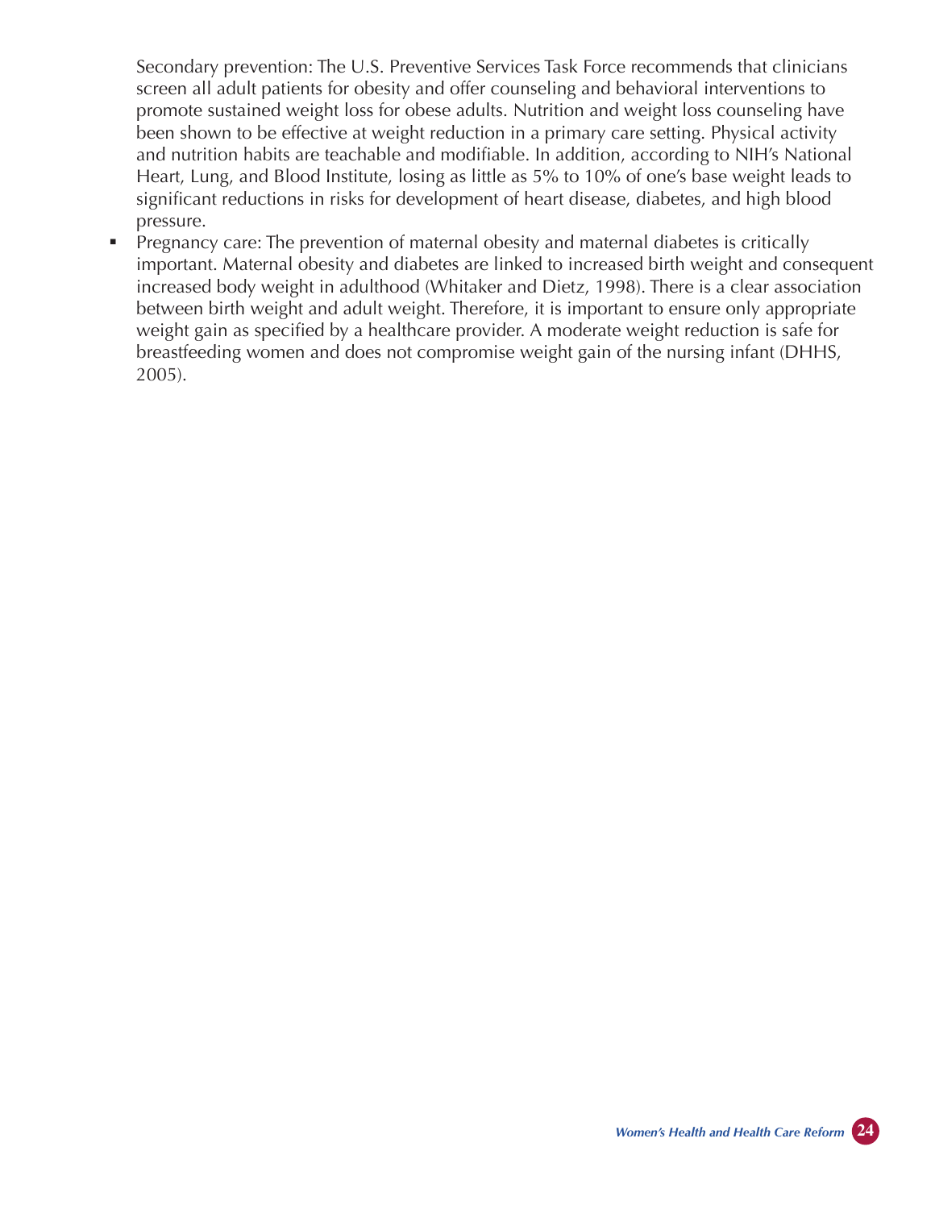Secondary prevention: The U.S. Preventive Services Task Force recommends that clinicians screen all adult patients for obesity and offer counseling and behavioral interventions to promote sustained weight loss for obese adults. Nutrition and weight loss counseling have been shown to be effective at weight reduction in a primary care setting. Physical activity and nutrition habits are teachable and modifiable. In addition, according to NIH's National Heart, Lung, and Blood Institute, losing as little as 5% to 10% of one's base weight leads to significant reductions in risks for development of heart disease, diabetes, and high blood pressure.

- Pregnancy care: The prevention of maternal obesity and maternal diabetes is critically important. Maternal obesity and diabetes are linked to increased birth weight and consequent increased body weight in adulthood (Whitaker and Dietz, 1998). There is a clear association between birth weight and adult weight. Therefore, it is important to ensure only appropriate weight gain as specified by a healthcare provider. A moderate weight reduction is safe for breastfeeding women and does not compromise weight gain of the nursing infant (DHHS, 2005).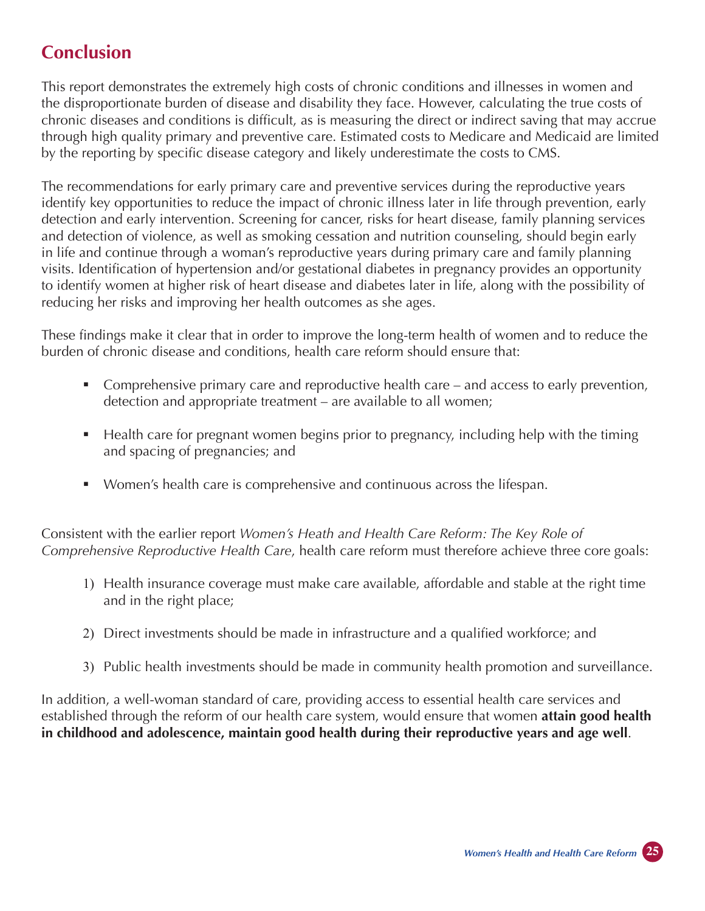## Conclusion

This report demonstrates the extremely high costs of chronic conditions and illnesses in women and the disproportionate burden of disease and disability they face. However, calculating the true costs of chronic diseases and conditions is difficult, as is measuring the direct or indirect saving that may accrue through high quality primary and preventive care. Estimated costs to Medicare and Medicaid are limited by the reporting by specific disease category and likely underestimate the costs to CMS.

The recommendations for early primary care and preventive services during the reproductive years identify key opportunities to reduce the impact of chronic illness later in life through prevention, early detection and early intervention. Screening for cancer, risks for heart disease, family planning services and detection of violence, as well as smoking cessation and nutrition counseling, should begin early in life and continue through a woman's reproductive years during primary care and family planning visits. Identification of hypertension and/or gestational diabetes in pregnancy provides an opportunity to identify women at higher risk of heart disease and diabetes later in life, along with the possibility of reducing her risks and improving her health outcomes as she ages.

These findings make it clear that in order to improve the long-term health of women and to reduce the burden of chronic disease and conditions, health care reform should ensure that:

- Comprehensive primary care and reproductive health care – and access to early prevention, detection and appropriate treatment – are available to all women;
- Health care for pregnant women begins prior to pregnancy, including help with the timing and spacing of pregnancies; and
- Women's health care is comprehensive and continuous across the lifespan.

Consistent with the earlier report *Women's Heath and Health Care Reform: The Key Role of Comprehensive Reproductive Health Care*, health care reform must therefore achieve three core goals:

1) Health insurance coverage must make care available, affordable and stable at the right time and in the right place;
2) Direct investments should be made in infrastructure and a qualified workforce; and
3) Public health investments should be made in community health promotion and surveillance.

In addition, a well-woman standard of care, providing access to essential health care services and established through the reform of our health care system, would ensure that women **attain good health in childhood and adolescence, maintain good health during their reproductive years and age well**.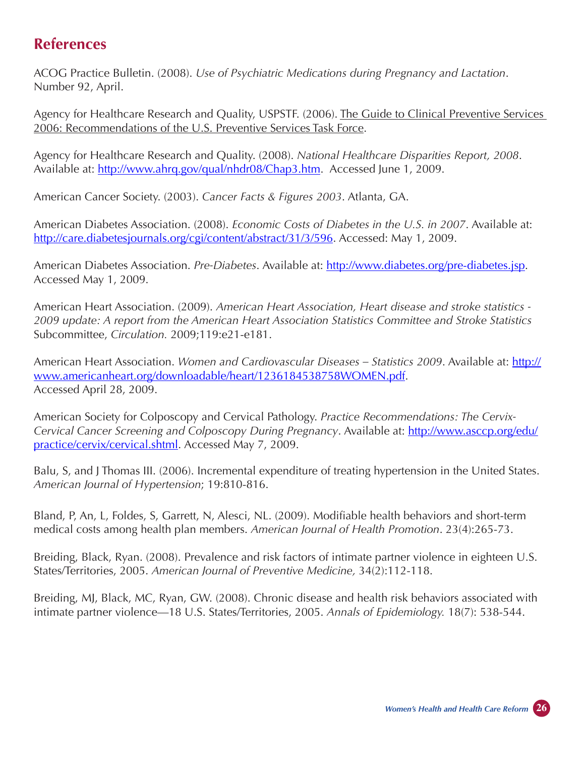## References

ACOG Practice Bulletin. (2008). *Use of Psychiatric Medications during Pregnancy and Lactation*. Number 92, April.

Agency for Healthcare Research and Quality, USPSTF. (2006). The Guide to Clinical Preventive Services 2006: Recommendations of the U.S. Preventive Services Task Force.

Agency for Healthcare Research and Quality. (2008). *National Healthcare Disparities Report, 2008*. Available at: http://www.ahrq.gov/qual/nhdr08/Chap3.htm. Accessed June 1, 2009.

American Cancer Society. (2003). *Cancer Facts & Figures 2003*. Atlanta, GA.

American Diabetes Association. (2008). *Economic Costs of Diabetes in the U.S. in 2007*. Available at: http://care.diabetesjournals.org/cgi/content/abstract/31/3/596. Accessed: May 1, 2009.

American Diabetes Association. *Pre-Diabetes*. Available at: http://www.diabetes.org/pre-diabetes.jsp. Accessed May 1, 2009.

American Heart Association. (2009). *American Heart Association, Heart disease and stroke statistics - 2009 update: A report from the American Heart Association Statistics Committee and Stroke Statistics* Subcommittee, *Circulation.* 2009;119:e21-e181.

American Heart Association. *Women and Cardiovascular Diseases – Statistics 2009*. Available at: http://www.americanheart.org/downloadable/heart/1236184538758WOMEN.pdf. Accessed April 28, 2009.

American Society for Colposcopy and Cervical Pathology. *Practice Recommendations: The Cervix-Cervical Cancer Screening and Colposcopy During Pregnancy*. Available at: http://www.asccp.org/edu/practice/cervix/cervical.shtml. Accessed May 7, 2009.

Balu, S, and J Thomas III. (2006). Incremental expenditure of treating hypertension in the United States. *American Journal of Hypertension*; 19:810-816.

Bland, P, An, L, Foldes, S, Garrett, N, Alesci, NL. (2009). Modifiable health behaviors and short-term medical costs among health plan members. *American Journal of Health Promotion*. 23(4):265-73.

Breiding, Black, Ryan. (2008). Prevalence and risk factors of intimate partner violence in eighteen U.S. States/Territories, 2005. *American Journal of Preventive Medicine,* 34(2):112-118.

Breiding, MJ, Black, MC, Ryan, GW. (2008). Chronic disease and health risk behaviors associated with intimate partner violence—18 U.S. States/Territories, 2005. *Annals of Epidemiology.* 18(7): 538-544.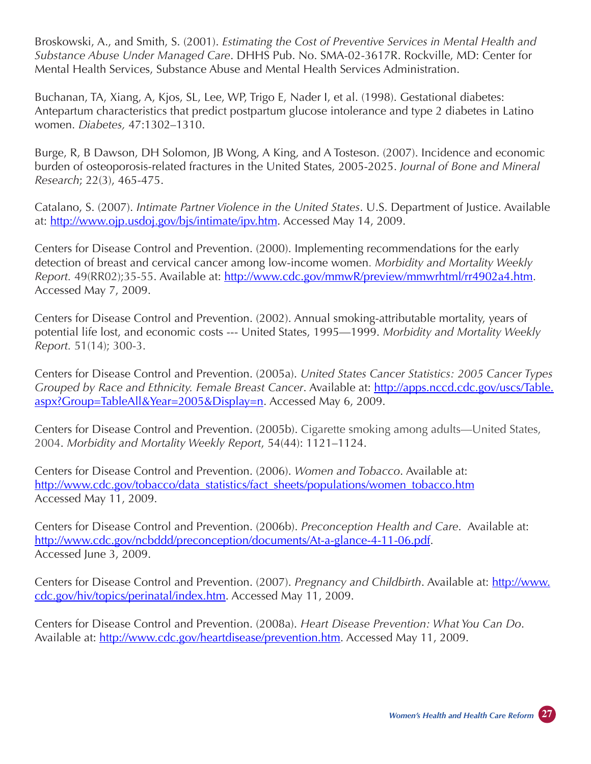Broskowski, A., and Smith, S. (2001). *Estimating the Cost of Preventive Services in Mental Health and Substance Abuse Under Managed Care*. DHHS Pub. No. SMA-02-3617R. Rockville, MD: Center for Mental Health Services, Substance Abuse and Mental Health Services Administration.

Buchanan, TA, Xiang, A, Kjos, SL, Lee, WP, Trigo E, Nader I, et al. (1998). Gestational diabetes: Antepartum characteristics that predict postpartum glucose intolerance and type 2 diabetes in Latino women. *Diabetes,* 47:1302–1310.

Burge, R, B Dawson, DH Solomon, JB Wong, A King, and A Tosteson. (2007). Incidence and economic burden of osteoporosis-related fractures in the United States, 2005-2025. *Journal of Bone and Mineral Research*; 22(3), 465-475.

Catalano, S. (2007). *Intimate Partner Violence in the United States*. U.S. Department of Justice. Available at: http://www.ojp.usdoj.gov/bjs/intimate/ipv.htm. Accessed May 14, 2009.

Centers for Disease Control and Prevention. (2000). Implementing recommendations for the early detection of breast and cervical cancer among low-income women. *Morbidity and Mortality Weekly Report.* 49(RR02);35-55. Available at: http://www.cdc.gov/mmwR/preview/mmwrhtml/rr4902a4.htm. Accessed May 7, 2009.

Centers for Disease Control and Prevention. (2002). Annual smoking-attributable mortality, years of potential life lost, and economic costs --- United States, 1995—1999. *Morbidity and Mortality Weekly Report.* 51(14); 300-3.

Centers for Disease Control and Prevention. (2005a). *United States Cancer Statistics: 2005 Cancer Types Grouped by Race and Ethnicity. Female Breast Cancer*. Available at: http://apps.nccd.cdc.gov/uscs/Table.aspx?Group=TableAll&Year=2005&Display=n. Accessed May 6, 2009.

Centers for Disease Control and Prevention. (2005b). Cigarette smoking among adults—United States, 2004. *Morbidity and Mortality Weekly Report*, 54(44): 1121–1124.

Centers for Disease Control and Prevention. (2006). *Women and Tobacco*. Available at: http://www.cdc.gov/tobacco/data_statistics/fact_sheets/populations/women_tobacco.htm Accessed May 11, 2009.

Centers for Disease Control and Prevention. (2006b). *Preconception Health and Care*. Available at: http://www.cdc.gov/ncbddd/preconception/documents/At-a-glance-4-11-06.pdf. Accessed June 3, 2009.

Centers for Disease Control and Prevention. (2007). *Pregnancy and Childbirth*. Available at: http://www.cdc.gov/hiv/topics/perinatal/index.htm. Accessed May 11, 2009.

Centers for Disease Control and Prevention. (2008a). *Heart Disease Prevention: What You Can Do*. Available at: http://www.cdc.gov/heartdisease/prevention.htm. Accessed May 11, 2009.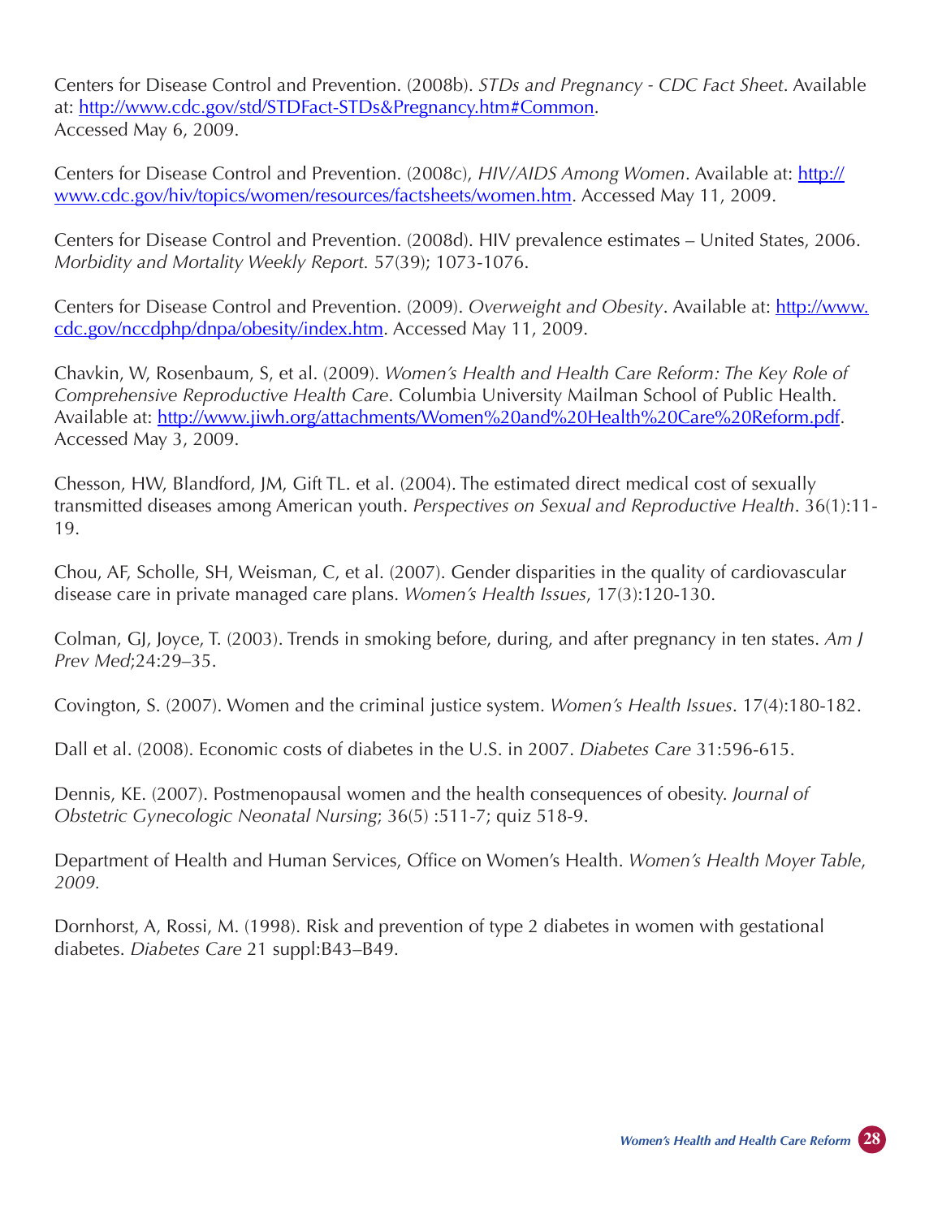Centers for Disease Control and Prevention. (2008b). *STDs and Pregnancy - CDC Fact Sheet*. Available at: http://www.cdc.gov/std/STDFact-STDs&Pregnancy.htm#Common. Accessed May 6, 2009.

Centers for Disease Control and Prevention. (2008c), *HIV/AIDS Among Women*. Available at: http://www.cdc.gov/hiv/topics/women/resources/factsheets/women.htm. Accessed May 11, 2009.

Centers for Disease Control and Prevention. (2008d). HIV prevalence estimates – United States, 2006. *Morbidity and Mortality Weekly Report.* 57(39); 1073-1076.

Centers for Disease Control and Prevention. (2009). *Overweight and Obesity*. Available at: http://www.cdc.gov/nccdphp/dnpa/obesity/index.htm. Accessed May 11, 2009.

Chavkin, W, Rosenbaum, S, et al. (2009). *Women's Health and Health Care Reform: The Key Role of Comprehensive Reproductive Health Care*. Columbia University Mailman School of Public Health. Available at: http://www.jiwh.org/attachments/Women%20and%20Health%20Care%20Reform.pdf. Accessed May 3, 2009.

Chesson, HW, Blandford, JM, Gift TL. et al. (2004). The estimated direct medical cost of sexually transmitted diseases among American youth. *Perspectives on Sexual and Reproductive Health*. 36(1):11-19.

Chou, AF, Scholle, SH, Weisman, C, et al. (2007). Gender disparities in the quality of cardiovascular disease care in private managed care plans. *Women's Health Issues*, 17(3):120-130.

Colman, GJ, Joyce, T. (2003). Trends in smoking before, during, and after pregnancy in ten states. *Am J Prev Med*;24:29–35.

Covington, S. (2007). Women and the criminal justice system. *Women's Health Issues*. 17(4):180-182.

Dall et al. (2008). Economic costs of diabetes in the U.S. in 2007. *Diabetes Care* 31:596-615.

Dennis, KE. (2007). Postmenopausal women and the health consequences of obesity. *Journal of Obstetric Gynecologic Neonatal Nursing*; 36(5) :511-7; quiz 518-9.

Department of Health and Human Services, Office on Women's Health. *Women's Health Moyer Table, 2009.*

Dornhorst, A, Rossi, M. (1998). Risk and prevention of type 2 diabetes in women with gestational diabetes. *Diabetes Care* 21 suppl:B43–B49.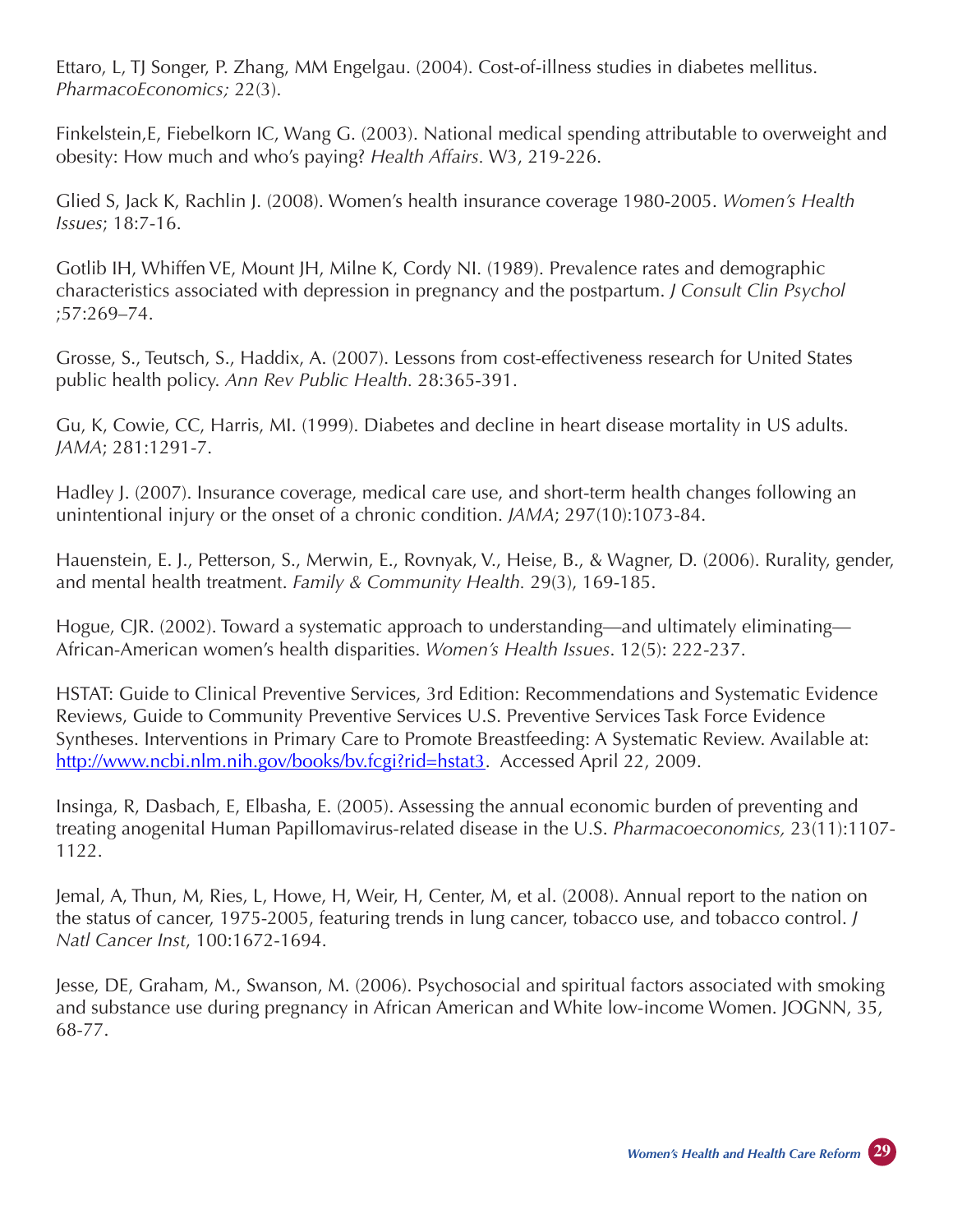Ettaro, L, TJ Songer, P. Zhang, MM Engelgau. (2004). Cost-of-illness studies in diabetes mellitus. *PharmacoEconomics;* 22(3).

Finkelstein,E, Fiebelkorn IC, Wang G. (2003). National medical spending attributable to overweight and obesity: How much and who's paying? *Health Affairs.* W3, 219-226.

Glied S, Jack K, Rachlin J. (2008). Women's health insurance coverage 1980-2005. *Women's Health Issues*; 18:7-16.

Gotlib IH, Whiffen VE, Mount JH, Milne K, Cordy NI. (1989). Prevalence rates and demographic characteristics associated with depression in pregnancy and the postpartum. *J Consult Clin Psychol* ;57:269–74.

Grosse, S., Teutsch, S., Haddix, A. (2007). Lessons from cost-effectiveness research for United States public health policy. *Ann Rev Public Health.* 28:365-391.

Gu, K, Cowie, CC, Harris, MI. (1999). Diabetes and decline in heart disease mortality in US adults. *JAMA*; 281:1291-7.

Hadley J. (2007). Insurance coverage, medical care use, and short-term health changes following an unintentional injury or the onset of a chronic condition. *JAMA*; 297(10):1073-84.

Hauenstein, E. J., Petterson, S., Merwin, E., Rovnyak, V., Heise, B., & Wagner, D. (2006). Rurality, gender, and mental health treatment. *Family & Community Health.* 29(3), 169-185.

Hogue, CJR. (2002). Toward a systematic approach to understanding—and ultimately eliminating—African-American women's health disparities. *Women's Health Issues*. 12(5): 222-237.

HSTAT: Guide to Clinical Preventive Services, 3rd Edition: Recommendations and Systematic Evidence Reviews, Guide to Community Preventive Services U.S. Preventive Services Task Force Evidence Syntheses. Interventions in Primary Care to Promote Breastfeeding: A Systematic Review. Available at: http://www.ncbi.nlm.nih.gov/books/bv.fcgi?rid=hstat3. Accessed April 22, 2009.

Insinga, R, Dasbach, E, Elbasha, E. (2005). Assessing the annual economic burden of preventing and treating anogenital Human Papillomavirus-related disease in the U.S. *Pharmacoeconomics,* 23(11):1107-1122.

Jemal, A, Thun, M, Ries, L, Howe, H, Weir, H, Center, M, et al. (2008). Annual report to the nation on the status of cancer, 1975-2005, featuring trends in lung cancer, tobacco use, and tobacco control. *J Natl Cancer Inst*, 100:1672-1694.

Jesse, DE, Graham, M., Swanson, M. (2006). Psychosocial and spiritual factors associated with smoking and substance use during pregnancy in African American and White low-income Women. JOGNN, 35, 68-77.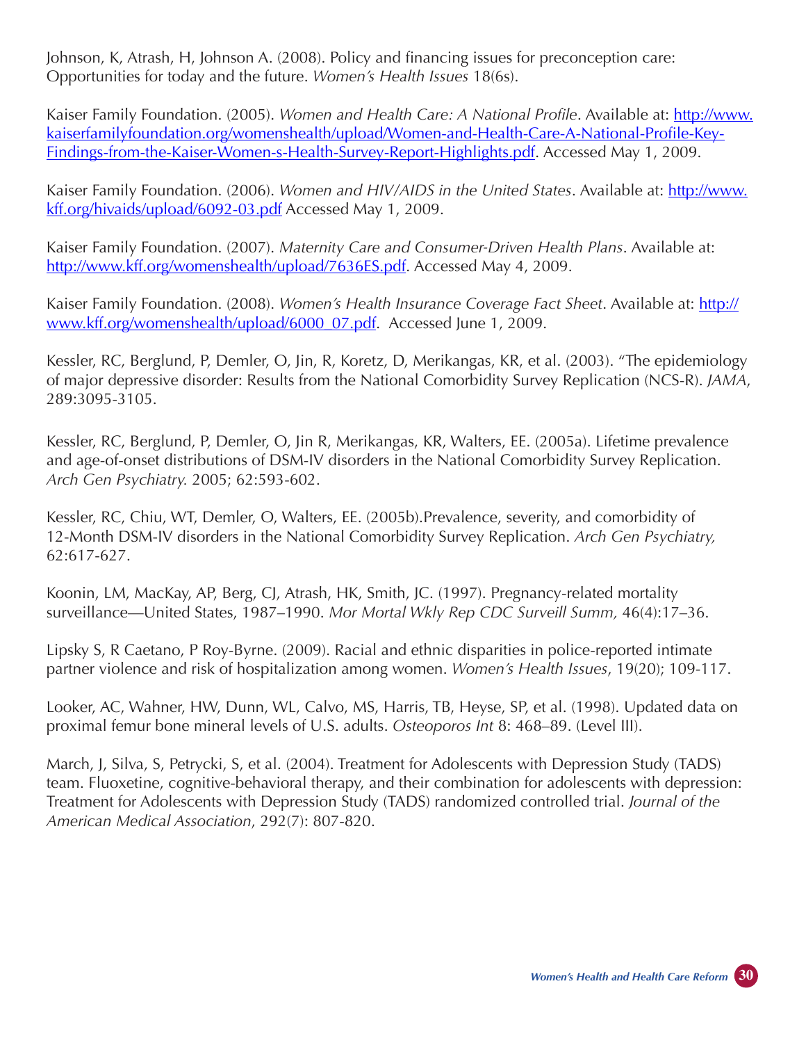Johnson, K, Atrash, H, Johnson A. (2008). Policy and financing issues for preconception care: Opportunities for today and the future. *Women's Health Issues* 18(6s).

Kaiser Family Foundation. (2005). *Women and Health Care: A National Profile*. Available at: http://www.kaiserfamilyfoundation.org/womenshealth/upload/Women-and-Health-Care-A-National-Profile-Key-Findings-from-the-Kaiser-Women-s-Health-Survey-Report-Highlights.pdf. Accessed May 1, 2009.

Kaiser Family Foundation. (2006). *Women and HIV/AIDS in the United States*. Available at: http://www.kff.org/hivaids/upload/6092-03.pdf Accessed May 1, 2009.

Kaiser Family Foundation. (2007). *Maternity Care and Consumer-Driven Health Plans*. Available at: http://www.kff.org/womenshealth/upload/7636ES.pdf. Accessed May 4, 2009.

Kaiser Family Foundation. (2008). *Women's Health Insurance Coverage Fact Sheet*. Available at: http://www.kff.org/womenshealth/upload/6000_07.pdf. Accessed June 1, 2009.

Kessler, RC, Berglund, P, Demler, O, Jin, R, Koretz, D, Merikangas, KR, et al. (2003). "The epidemiology of major depressive disorder: Results from the National Comorbidity Survey Replication (NCS-R). *JAMA*, 289:3095-3105.

Kessler, RC, Berglund, P, Demler, O, Jin R, Merikangas, KR, Walters, EE. (2005a). Lifetime prevalence and age-of-onset distributions of DSM-IV disorders in the National Comorbidity Survey Replication. *Arch Gen Psychiatry.* 2005; 62:593-602.

Kessler, RC, Chiu, WT, Demler, O, Walters, EE. (2005b).Prevalence, severity, and comorbidity of 12-Month DSM-IV disorders in the National Comorbidity Survey Replication. *Arch Gen Psychiatry,* 62:617-627.

Koonin, LM, MacKay, AP, Berg, CJ, Atrash, HK, Smith, JC. (1997). Pregnancy-related mortality surveillance—United States, 1987–1990. *Mor Mortal Wkly Rep CDC Surveill Summ,* 46(4):17–36.

Lipsky S, R Caetano, P Roy-Byrne. (2009). Racial and ethnic disparities in police-reported intimate partner violence and risk of hospitalization among women. *Women's Health Issues*, 19(20); 109-117.

Looker, AC, Wahner, HW, Dunn, WL, Calvo, MS, Harris, TB, Heyse, SP, et al. (1998). Updated data on proximal femur bone mineral levels of U.S. adults. *Osteoporos Int* 8: 468–89. (Level III).

March, J, Silva, S, Petrycki, S, et al. (2004). Treatment for Adolescents with Depression Study (TADS) team. Fluoxetine, cognitive-behavioral therapy, and their combination for adolescents with depression: Treatment for Adolescents with Depression Study (TADS) randomized controlled trial. *Journal of the American Medical Association*, 292(7): 807-820.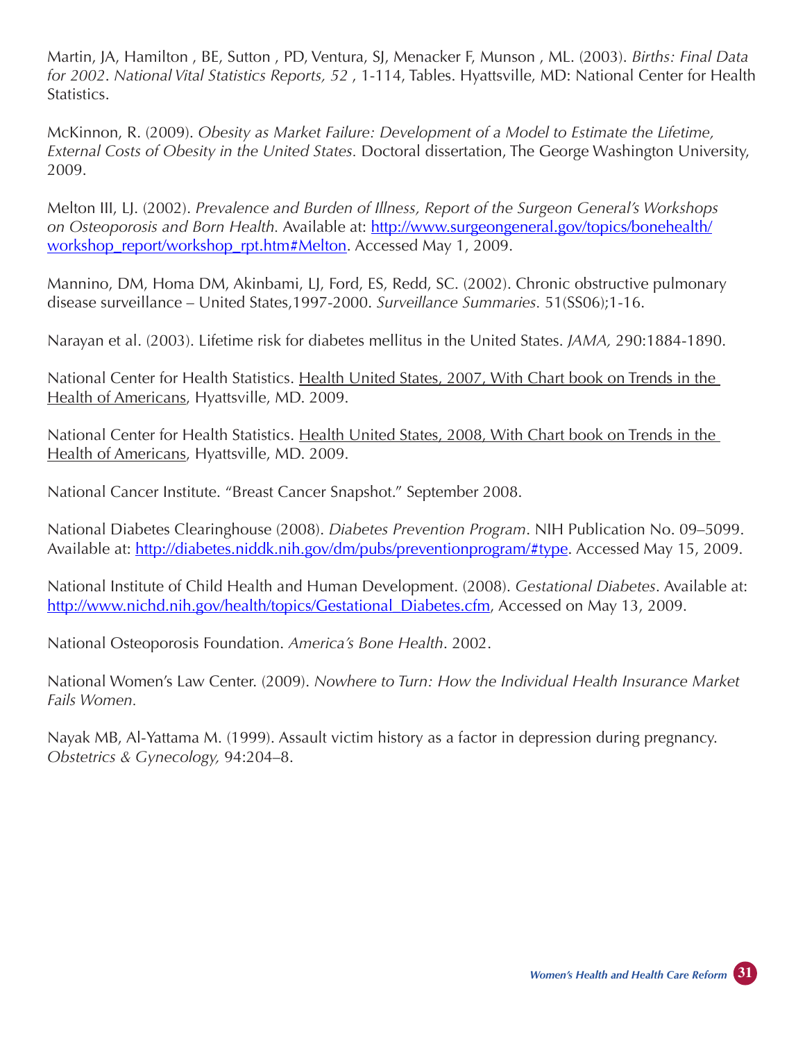Martin, JA, Hamilton , BE, Sutton , PD, Ventura, SJ, Menacker F, Munson , ML. (2003). *Births: Final Data for 2002*. *National Vital Statistics Reports, 52* , 1-114, Tables. Hyattsville, MD: National Center for Health Statistics.

McKinnon, R. (2009). *Obesity as Market Failure: Development of a Model to Estimate the Lifetime, External Costs of Obesity in the United States.* Doctoral dissertation, The George Washington University, 2009.

Melton III, LJ. (2002). *Prevalence and Burden of Illness, Report of the Surgeon General's Workshops on Osteoporosis and Born Health.* Available at: http://www.surgeongeneral.gov/topics/bonehealth/workshop_report/workshop_rpt.htm#Melton. Accessed May 1, 2009.

Mannino, DM, Homa DM, Akinbami, LJ, Ford, ES, Redd, SC. (2002). Chronic obstructive pulmonary disease surveillance – United States,1997-2000. *Surveillance Summaries.* 51(SS06);1-16.

Narayan et al. (2003). Lifetime risk for diabetes mellitus in the United States. *JAMA,* 290:1884-1890.

National Center for Health Statistics. Health United States, 2007, With Chart book on Trends in the Health of Americans, Hyattsville, MD. 2009.

National Center for Health Statistics. Health United States, 2008, With Chart book on Trends in the Health of Americans, Hyattsville, MD. 2009.

National Cancer Institute. "Breast Cancer Snapshot." September 2008.

National Diabetes Clearinghouse (2008). *Diabetes Prevention Program*. NIH Publication No. 09–5099. Available at: http://diabetes.niddk.nih.gov/dm/pubs/preventionprogram/#type. Accessed May 15, 2009.

National Institute of Child Health and Human Development. (2008). *Gestational Diabetes*. Available at: http://www.nichd.nih.gov/health/topics/Gestational_Diabetes.cfm, Accessed on May 13, 2009.

National Osteoporosis Foundation. *America's Bone Health*. 2002.

National Women's Law Center. (2009). *Nowhere to Turn: How the Individual Health Insurance Market Fails Women.*

Nayak MB, Al-Yattama M. (1999). Assault victim history as a factor in depression during pregnancy. *Obstetrics & Gynecology,* 94:204–8.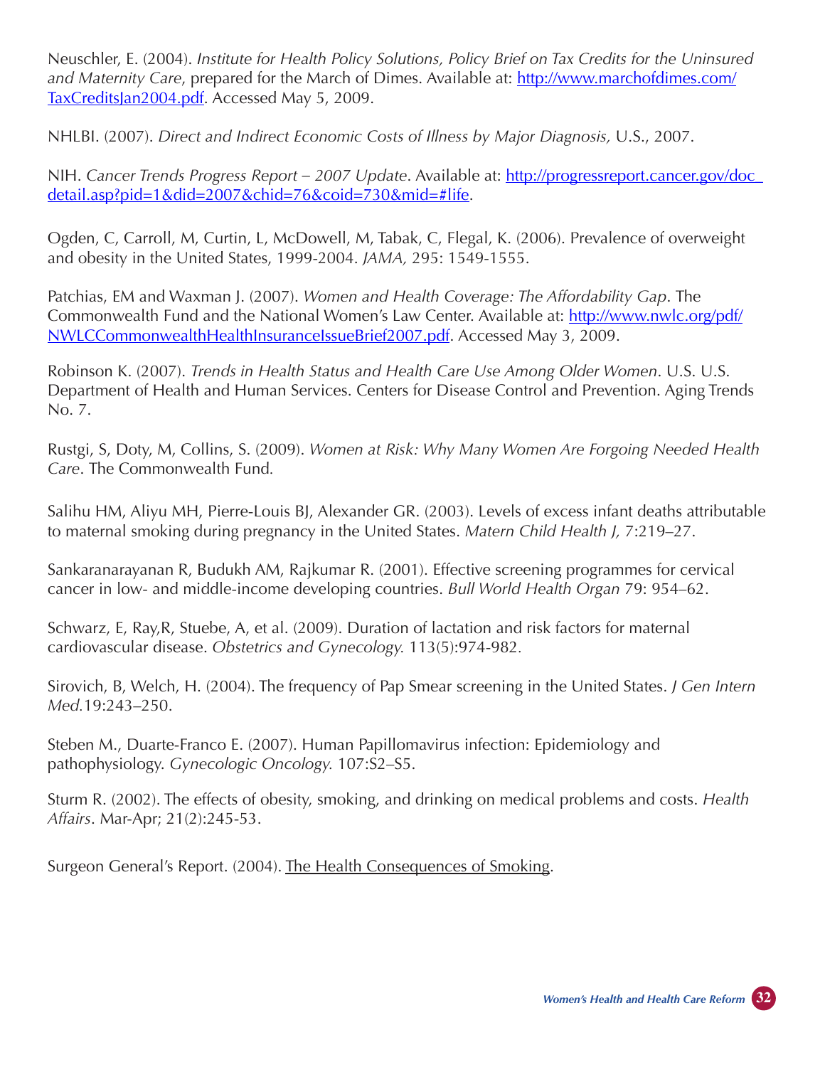Neuschler, E. (2004). *Institute for Health Policy Solutions, Policy Brief on Tax Credits for the Uninsured and Maternity Care*, prepared for the March of Dimes. Available at: http://www.marchofdimes.com/TaxCreditsJan2004.pdf. Accessed May 5, 2009.

NHLBI. (2007). *Direct and Indirect Economic Costs of Illness by Major Diagnosis,* U.S., 2007.

NIH. *Cancer Trends Progress Report – 2007 Update*. Available at: http://progressreport.cancer.gov/doc_detail.asp?pid=1&did=2007&chid=76&coid=730&mid=#life.

Ogden, C, Carroll, M, Curtin, L, McDowell, M, Tabak, C, Flegal, K. (2006). Prevalence of overweight and obesity in the United States, 1999-2004. *JAMA,* 295: 1549-1555.

Patchias, EM and Waxman J. (2007). *Women and Health Coverage: The Affordability Gap*. The Commonwealth Fund and the National Women's Law Center. Available at: http://www.nwlc.org/pdf/NWLCCommonwealthHealthInsuranceIssueBrief2007.pdf. Accessed May 3, 2009.

Robinson K. (2007). *Trends in Health Status and Health Care Use Among Older Women*. U.S. U.S. Department of Health and Human Services. Centers for Disease Control and Prevention. Aging Trends No. 7.

Rustgi, S, Doty, M, Collins, S. (2009). *Women at Risk: Why Many Women Are Forgoing Needed Health Care*. The Commonwealth Fund.

Salihu HM, Aliyu MH, Pierre-Louis BJ, Alexander GR. (2003). Levels of excess infant deaths attributable to maternal smoking during pregnancy in the United States. *Matern Child Health J,* 7:219–27.

Sankaranarayanan R, Budukh AM, Rajkumar R. (2001). Effective screening programmes for cervical cancer in low- and middle-income developing countries. *Bull World Health Organ* 79: 954–62.

Schwarz, E, Ray,R, Stuebe, A, et al. (2009). Duration of lactation and risk factors for maternal cardiovascular disease. *Obstetrics and Gynecology.* 113(5):974-982.

Sirovich, B, Welch, H. (2004). The frequency of Pap Smear screening in the United States. *J Gen Intern Med.*19:243–250.

Steben M., Duarte-Franco E. (2007). Human Papillomavirus infection: Epidemiology and pathophysiology. *Gynecologic Oncology.* 107:S2–S5.

Sturm R. (2002). The effects of obesity, smoking, and drinking on medical problems and costs. *Health Affairs*. Mar-Apr; 21(2):245-53.

Surgeon General's Report. (2004). The Health Consequences of Smoking.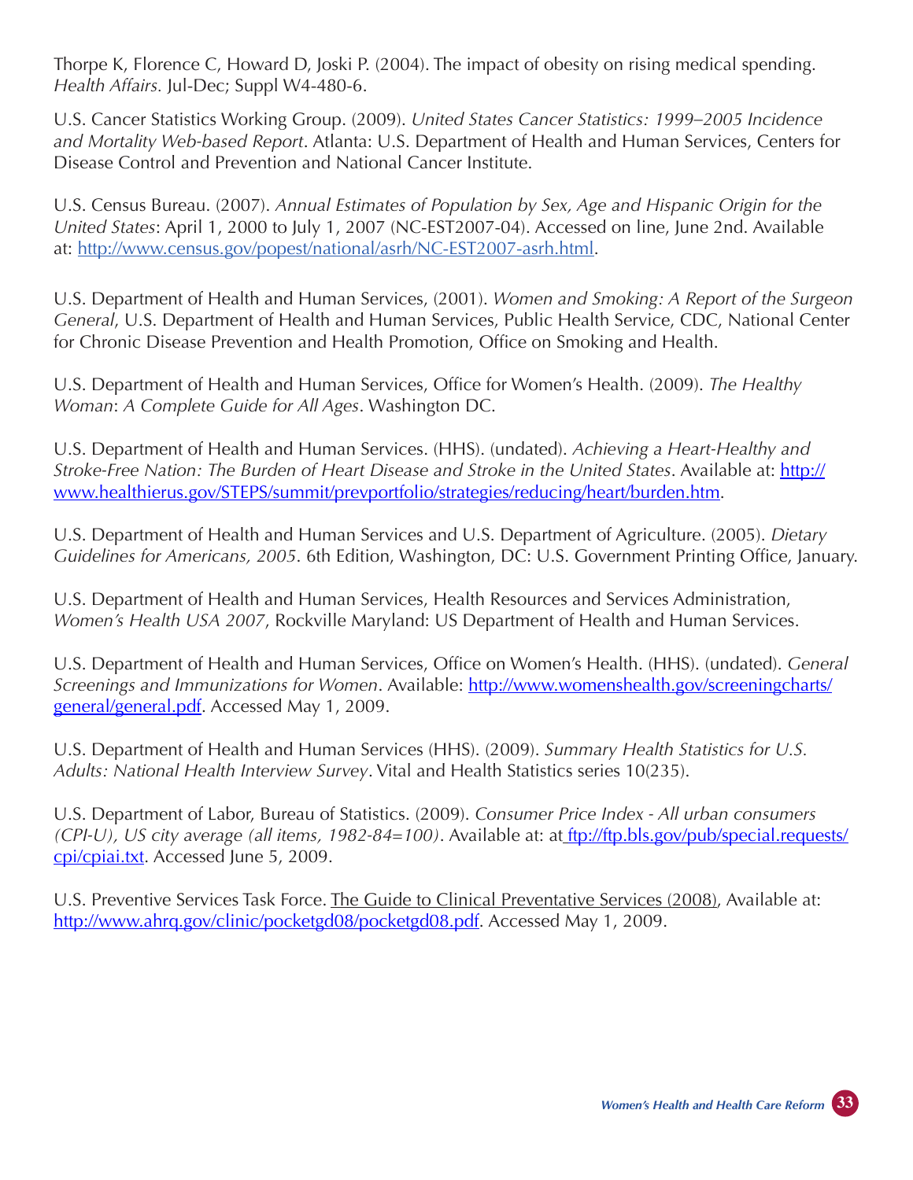Thorpe K, Florence C, Howard D, Joski P. (2004). The impact of obesity on rising medical spending. *Health Affairs.* Jul-Dec; Suppl W4-480-6.

U.S. Cancer Statistics Working Group. (2009). *United States Cancer Statistics: 1999–2005 Incidence and Mortality Web-based Report*. Atlanta: U.S. Department of Health and Human Services, Centers for Disease Control and Prevention and National Cancer Institute.

U.S. Census Bureau. (2007). *Annual Estimates of Population by Sex, Age and Hispanic Origin for the United States*: April 1, 2000 to July 1, 2007 (NC-EST2007-04). Accessed on line, June 2nd. Available at: http://www.census.gov/popest/national/asrh/NC-EST2007-asrh.html.

U.S. Department of Health and Human Services, (2001). *Women and Smoking: A Report of the Surgeon General*, U.S. Department of Health and Human Services, Public Health Service, CDC, National Center for Chronic Disease Prevention and Health Promotion, Office on Smoking and Health.

U.S. Department of Health and Human Services, Office for Women's Health. (2009). *The Healthy Woman*: *A Complete Guide for All Ages*. Washington DC.

U.S. Department of Health and Human Services. (HHS). (undated). *Achieving a Heart-Healthy and Stroke-Free Nation: The Burden of Heart Disease and Stroke in the United States*. Available at: http://www.healthierus.gov/STEPS/summit/prevportfolio/strategies/reducing/heart/burden.htm.

U.S. Department of Health and Human Services and U.S. Department of Agriculture. (2005). *Dietary Guidelines for Americans, 2005*. 6th Edition, Washington, DC: U.S. Government Printing Office, January.

U.S. Department of Health and Human Services, Health Resources and Services Administration, *Women's Health USA 2007*, Rockville Maryland: US Department of Health and Human Services.

U.S. Department of Health and Human Services, Office on Women's Health. (HHS). (undated). *General Screenings and Immunizations for Women*. Available: http://www.womenshealth.gov/screeningcharts/general/general.pdf. Accessed May 1, 2009.

U.S. Department of Health and Human Services (HHS). (2009). *Summary Health Statistics for U.S. Adults: National Health Interview Survey*. Vital and Health Statistics series 10(235).

U.S. Department of Labor, Bureau of Statistics. (2009). *Consumer Price Index - All urban consumers (CPI-U), US city average (all items, 1982-84=100)*. Available at: at ftp://ftp.bls.gov/pub/special.requests/cpi/cpiai.txt. Accessed June 5, 2009.

U.S. Preventive Services Task Force. The Guide to Clinical Preventative Services (2008), Available at: http://www.ahrq.gov/clinic/pocketgd08/pocketgd08.pdf. Accessed May 1, 2009.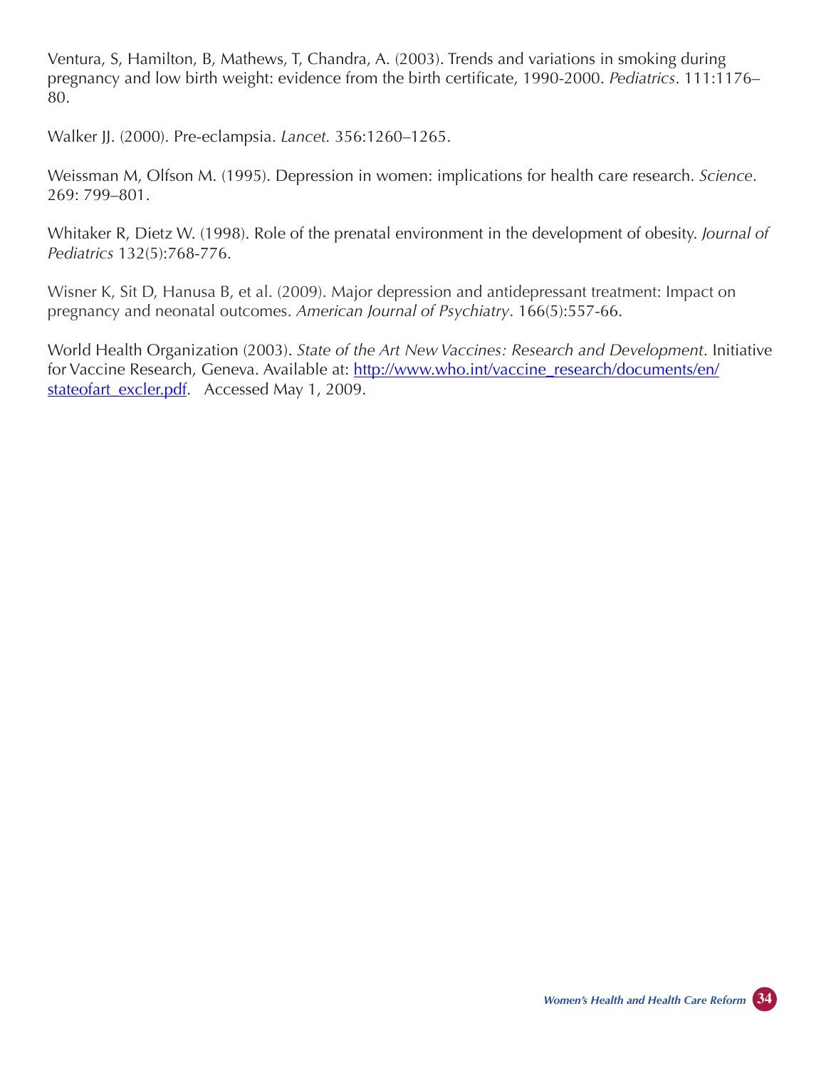Ventura, S, Hamilton, B, Mathews, T, Chandra, A. (2003). Trends and variations in smoking during pregnancy and low birth weight: evidence from the birth certificate, 1990-2000. *Pediatrics*. 111:1176–80.

Walker JJ. (2000). Pre-eclampsia. *Lancet.* 356:1260–1265.

Weissman M, Olfson M. (1995). Depression in women: implications for health care research. *Science*. 269: 799–801.

Whitaker R, Dietz W. (1998). Role of the prenatal environment in the development of obesity. *Journal of Pediatrics* 132(5):768-776.

Wisner K, Sit D, Hanusa B, et al. (2009). Major depression and antidepressant treatment: Impact on pregnancy and neonatal outcomes. *American Journal of Psychiatry*. 166(5):557-66.

World Health Organization (2003). *State of the Art New Vaccines: Research and Development*. Initiative for Vaccine Research, Geneva. Available at: [http://www.who.int/vaccine_research/documents/en/stateofart_excler.pdf](http://www.who.int/vaccine_research/documents/en/stateofart_excler.pdf). Accessed May 1, 2009.